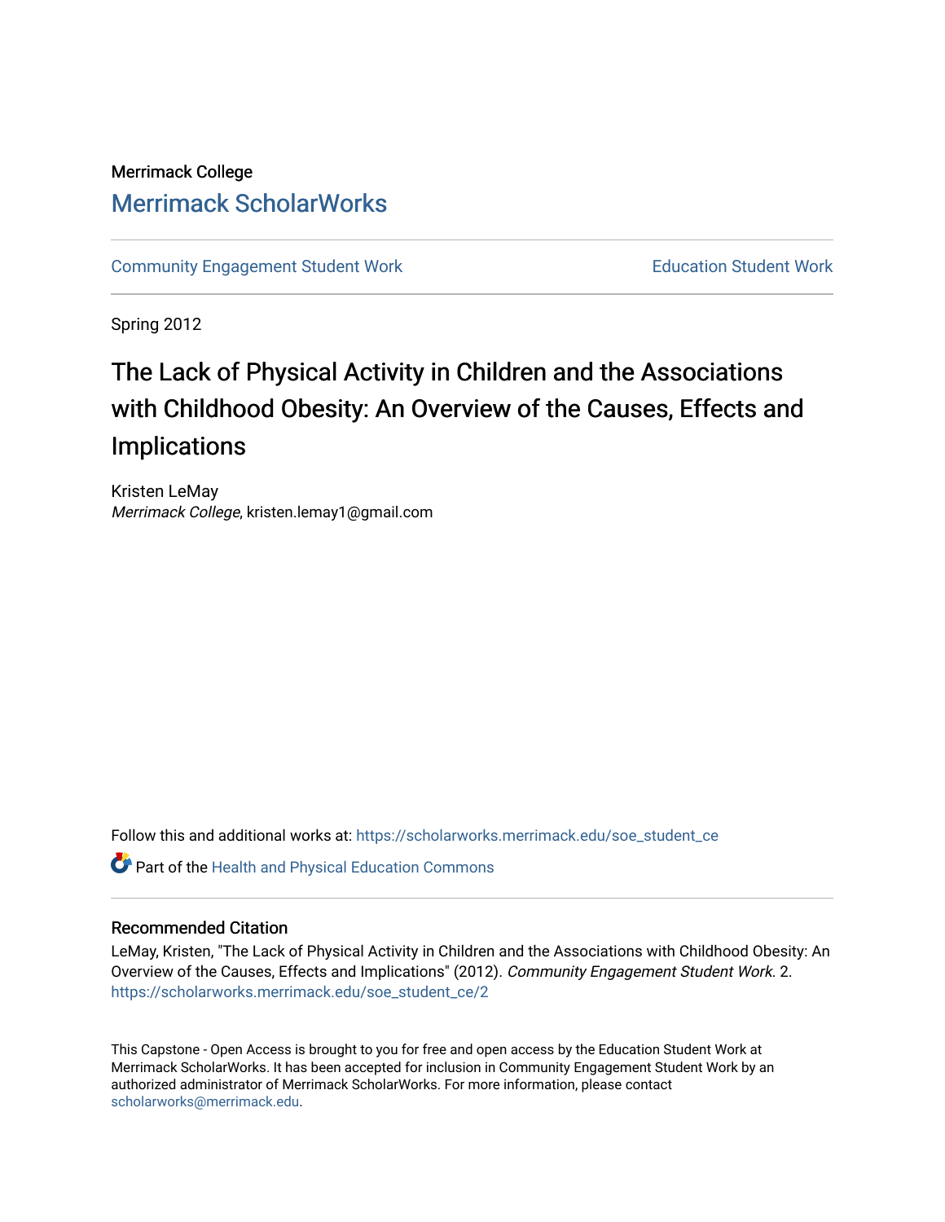Merrimack College

# Merrimack ScholarWorks

Community Engagement Student Work  Education Student Work

Spring 2012

# The Lack of Physical Activity in Children and the Associations with Childhood Obesity: An Overview of the Causes, Effects and Implications

Kristen LeMay
*Merrimack College*, kristen.lemay1@gmail.com

Follow this and additional works at: https://scholarworks.merrimack.edu/soe_student_ce

Part of the Health and Physical Education Commons

### Recommended Citation

LeMay, Kristen, "The Lack of Physical Activity in Children and the Associations with Childhood Obesity: An Overview of the Causes, Effects and Implications" (2012). *Community Engagement Student Work.* 2.
https://scholarworks.merrimack.edu/soe_student_ce/2

This Capstone - Open Access is brought to you for free and open access by the Education Student Work at Merrimack ScholarWorks. It has been accepted for inclusion in Community Engagement Student Work by an authorized administrator of Merrimack ScholarWorks. For more information, please contact scholarworks@merrimack.edu.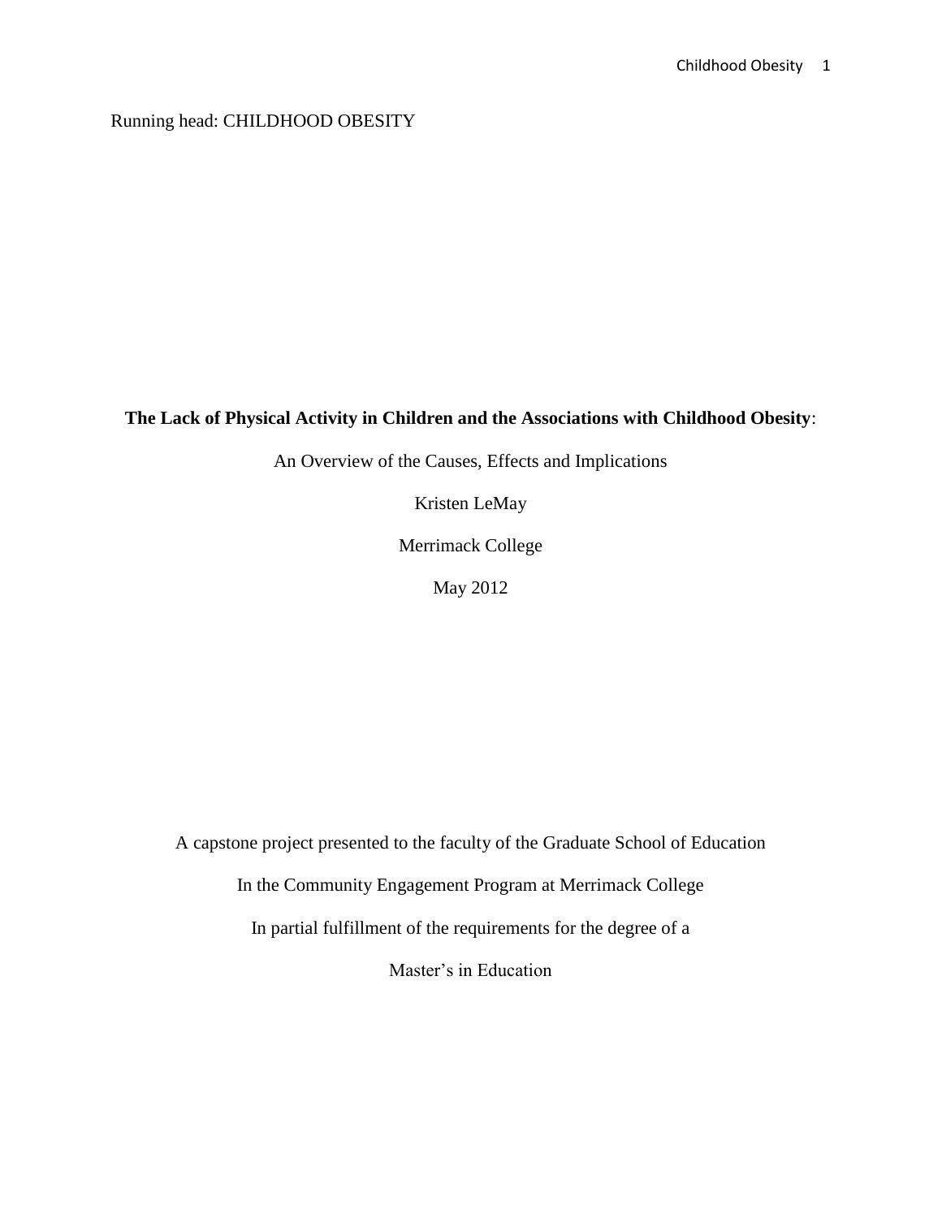Running head: CHILDHOOD OBESITY

**The Lack of Physical Activity in Children and the Associations with Childhood Obesity**:

An Overview of the Causes, Effects and Implications

Kristen LeMay

Merrimack College

May 2012

A capstone project presented to the faculty of the Graduate School of Education

In the Community Engagement Program at Merrimack College

In partial fulfillment of the requirements for the degree of a

Master's in Education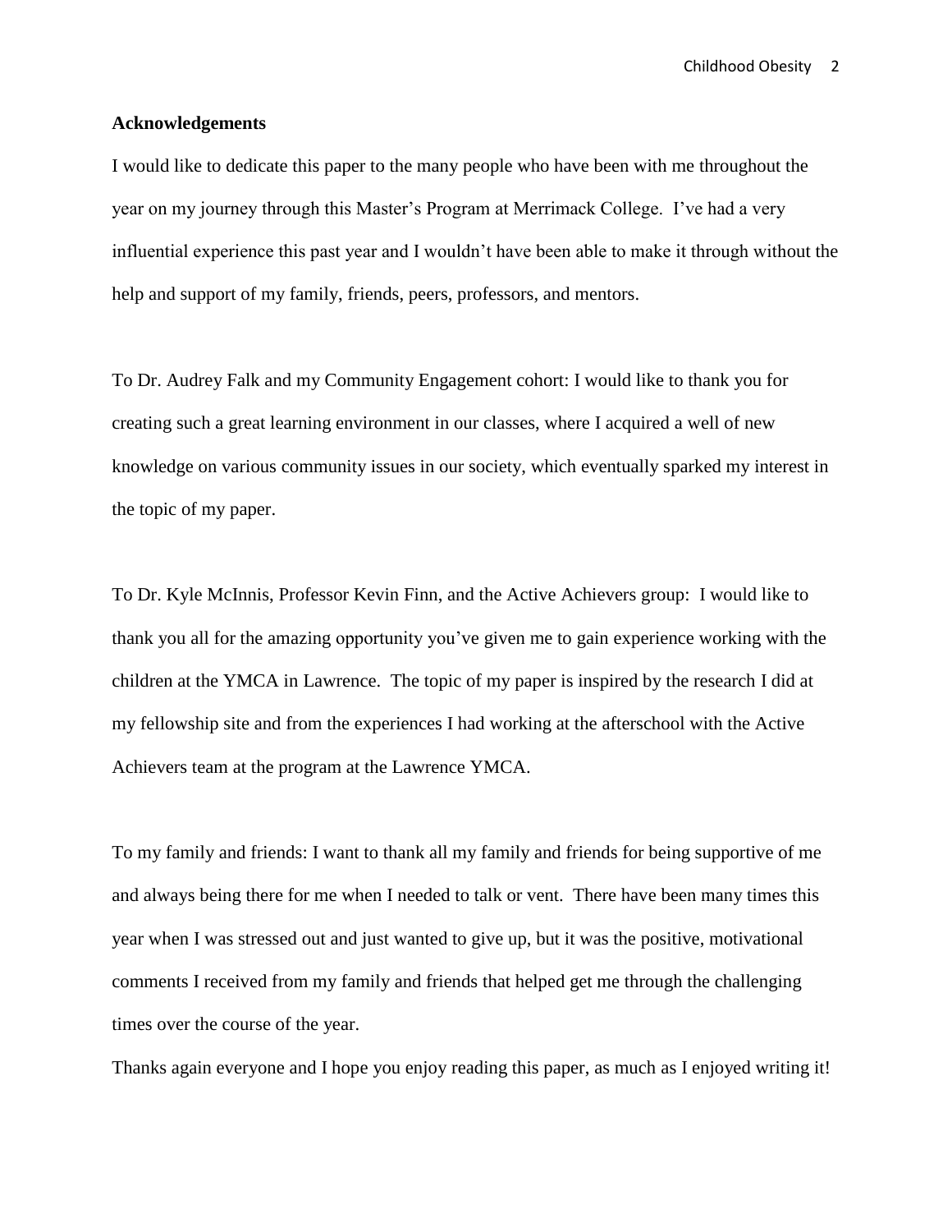**Acknowledgements**

I would like to dedicate this paper to the many people who have been with me throughout the year on my journey through this Master's Program at Merrimack College. I've had a very influential experience this past year and I wouldn't have been able to make it through without the help and support of my family, friends, peers, professors, and mentors.

To Dr. Audrey Falk and my Community Engagement cohort: I would like to thank you for creating such a great learning environment in our classes, where I acquired a well of new knowledge on various community issues in our society, which eventually sparked my interest in the topic of my paper.

To Dr. Kyle McInnis, Professor Kevin Finn, and the Active Achievers group: I would like to thank you all for the amazing opportunity you've given me to gain experience working with the children at the YMCA in Lawrence. The topic of my paper is inspired by the research I did at my fellowship site and from the experiences I had working at the afterschool with the Active Achievers team at the program at the Lawrence YMCA.

To my family and friends: I want to thank all my family and friends for being supportive of me and always being there for me when I needed to talk or vent. There have been many times this year when I was stressed out and just wanted to give up, but it was the positive, motivational comments I received from my family and friends that helped get me through the challenging times over the course of the year.

Thanks again everyone and I hope you enjoy reading this paper, as much as I enjoyed writing it!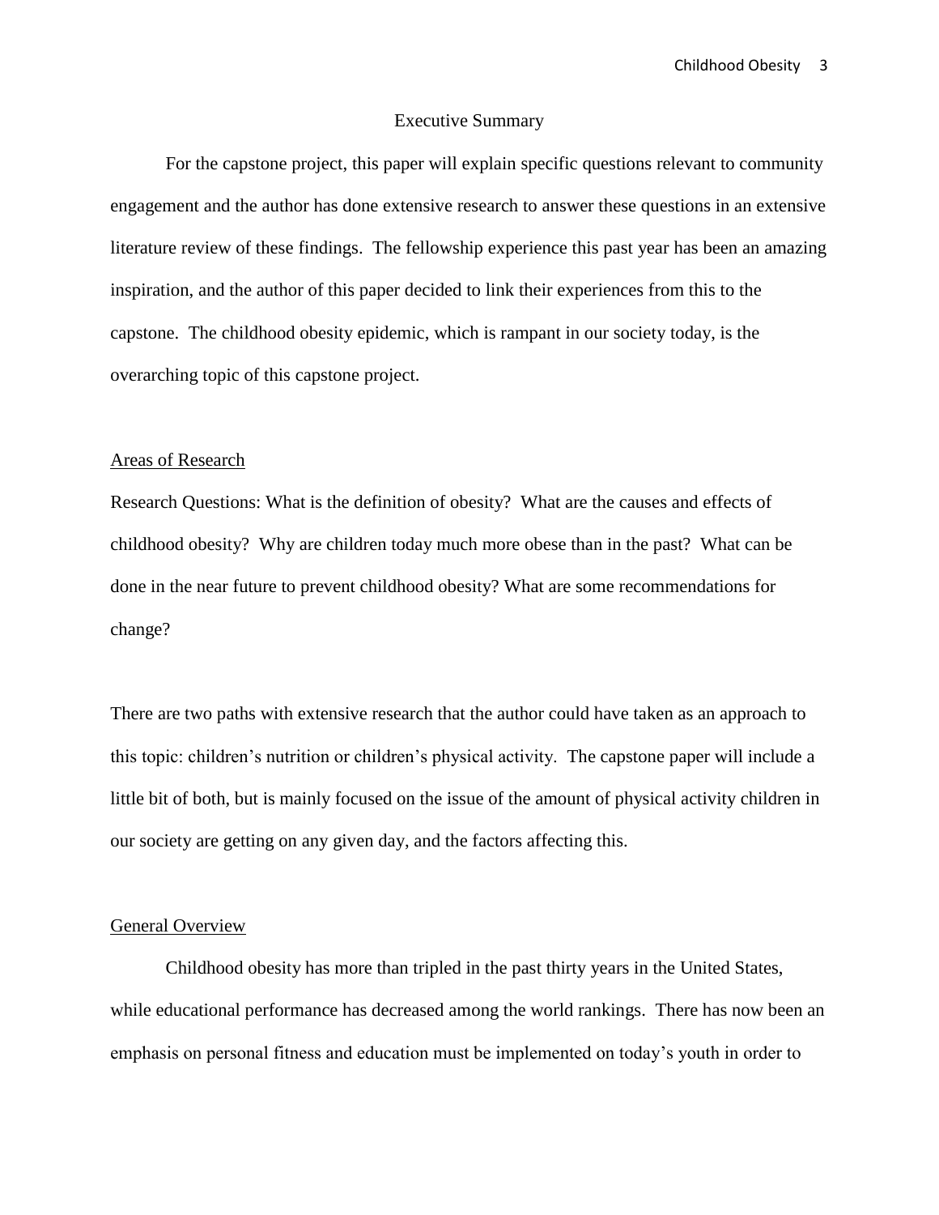## Executive Summary

For the capstone project, this paper will explain specific questions relevant to community engagement and the author has done extensive research to answer these questions in an extensive literature review of these findings. The fellowship experience this past year has been an amazing inspiration, and the author of this paper decided to link their experiences from this to the capstone. The childhood obesity epidemic, which is rampant in our society today, is the overarching topic of this capstone project.

### Areas of Research

Research Questions: What is the definition of obesity? What are the causes and effects of childhood obesity? Why are children today much more obese than in the past? What can be done in the near future to prevent childhood obesity? What are some recommendations for change?

There are two paths with extensive research that the author could have taken as an approach to this topic: children's nutrition or children's physical activity. The capstone paper will include a little bit of both, but is mainly focused on the issue of the amount of physical activity children in our society are getting on any given day, and the factors affecting this.

### General Overview

Childhood obesity has more than tripled in the past thirty years in the United States, while educational performance has decreased among the world rankings. There has now been an emphasis on personal fitness and education must be implemented on today's youth in order to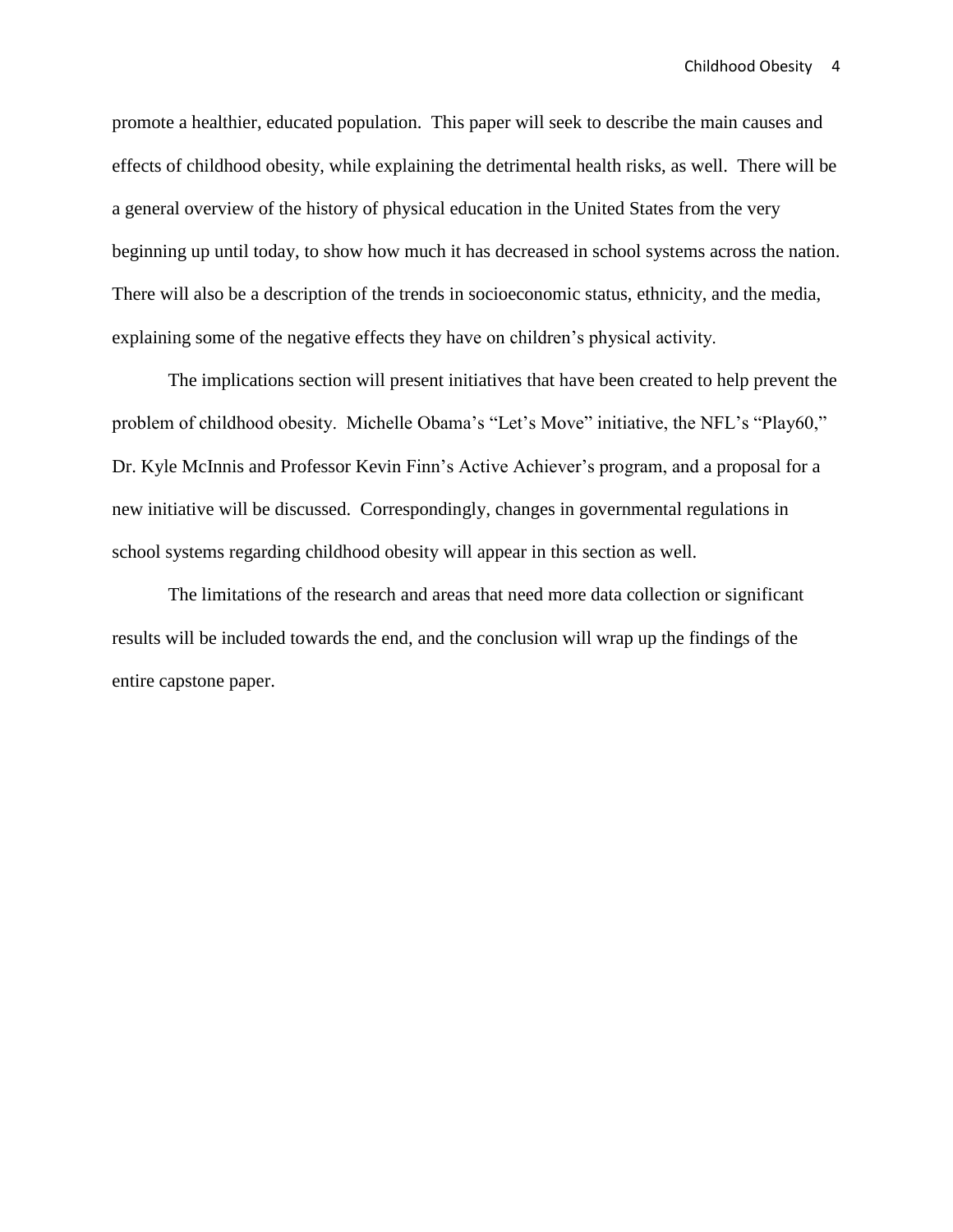promote a healthier, educated population. This paper will seek to describe the main causes and effects of childhood obesity, while explaining the detrimental health risks, as well. There will be a general overview of the history of physical education in the United States from the very beginning up until today, to show how much it has decreased in school systems across the nation. There will also be a description of the trends in socioeconomic status, ethnicity, and the media, explaining some of the negative effects they have on children's physical activity.

The implications section will present initiatives that have been created to help prevent the problem of childhood obesity. Michelle Obama's "Let's Move" initiative, the NFL's "Play60," Dr. Kyle McInnis and Professor Kevin Finn's Active Achiever's program, and a proposal for a new initiative will be discussed. Correspondingly, changes in governmental regulations in school systems regarding childhood obesity will appear in this section as well.

The limitations of the research and areas that need more data collection or significant results will be included towards the end, and the conclusion will wrap up the findings of the entire capstone paper.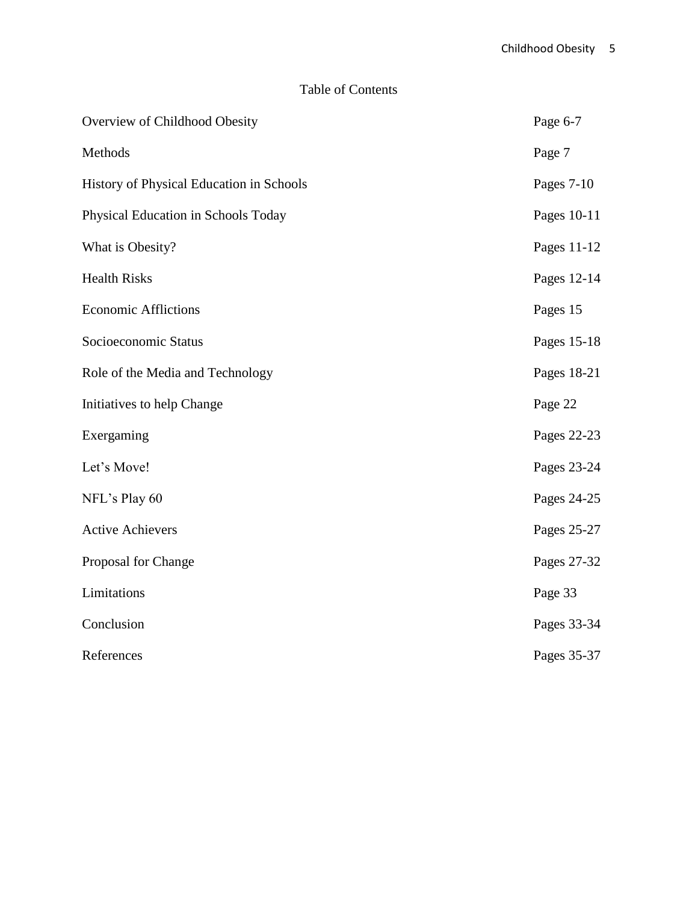# Table of Contents

| | |
|---|---|
| Overview of Childhood Obesity | Page 6-7 |
| Methods | Page 7 |
| History of Physical Education in Schools | Pages 7-10 |
| Physical Education in Schools Today | Pages 10-11 |
| What is Obesity? | Pages 11-12 |
| Health Risks | Pages 12-14 |
| Economic Afflictions | Pages 15 |
| Socioeconomic Status | Pages 15-18 |
| Role of the Media and Technology | Pages 18-21 |
| Initiatives to help Change | Page 22 |
| Exergaming | Pages 22-23 |
| Let's Move! | Pages 23-24 |
| NFL's Play 60 | Pages 24-25 |
| Active Achievers | Pages 25-27 |
| Proposal for Change | Pages 27-32 |
| Limitations | Page 33 |
| Conclusion | Pages 33-34 |
| References | Pages 35-37 |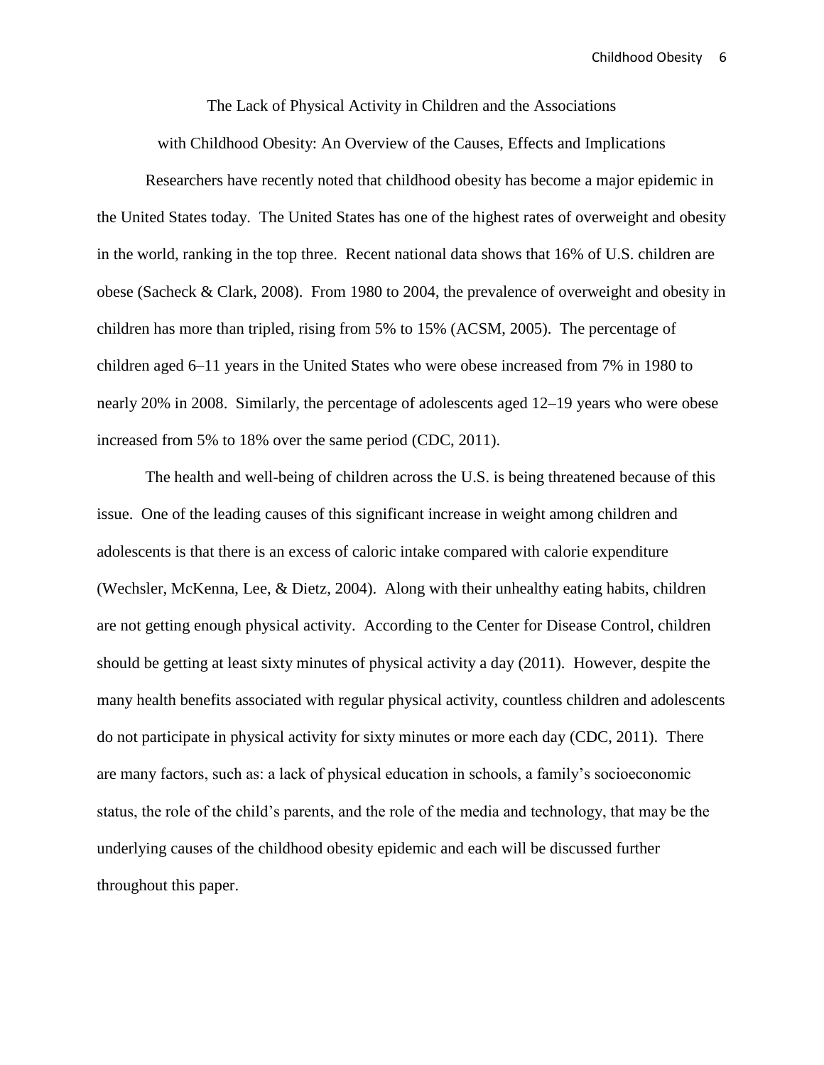# The Lack of Physical Activity in Children and the Associations with Childhood Obesity: An Overview of the Causes, Effects and Implications

Researchers have recently noted that childhood obesity has become a major epidemic in the United States today. The United States has one of the highest rates of overweight and obesity in the world, ranking in the top three. Recent national data shows that 16% of U.S. children are obese (Sacheck & Clark, 2008). From 1980 to 2004, the prevalence of overweight and obesity in children has more than tripled, rising from 5% to 15% (ACSM, 2005). The percentage of children aged 6–11 years in the United States who were obese increased from 7% in 1980 to nearly 20% in 2008. Similarly, the percentage of adolescents aged 12–19 years who were obese increased from 5% to 18% over the same period (CDC, 2011).

The health and well-being of children across the U.S. is being threatened because of this issue. One of the leading causes of this significant increase in weight among children and adolescents is that there is an excess of caloric intake compared with calorie expenditure (Wechsler, McKenna, Lee, & Dietz, 2004). Along with their unhealthy eating habits, children are not getting enough physical activity. According to the Center for Disease Control, children should be getting at least sixty minutes of physical activity a day (2011). However, despite the many health benefits associated with regular physical activity, countless children and adolescents do not participate in physical activity for sixty minutes or more each day (CDC, 2011). There are many factors, such as: a lack of physical education in schools, a family's socioeconomic status, the role of the child's parents, and the role of the media and technology, that may be the underlying causes of the childhood obesity epidemic and each will be discussed further throughout this paper.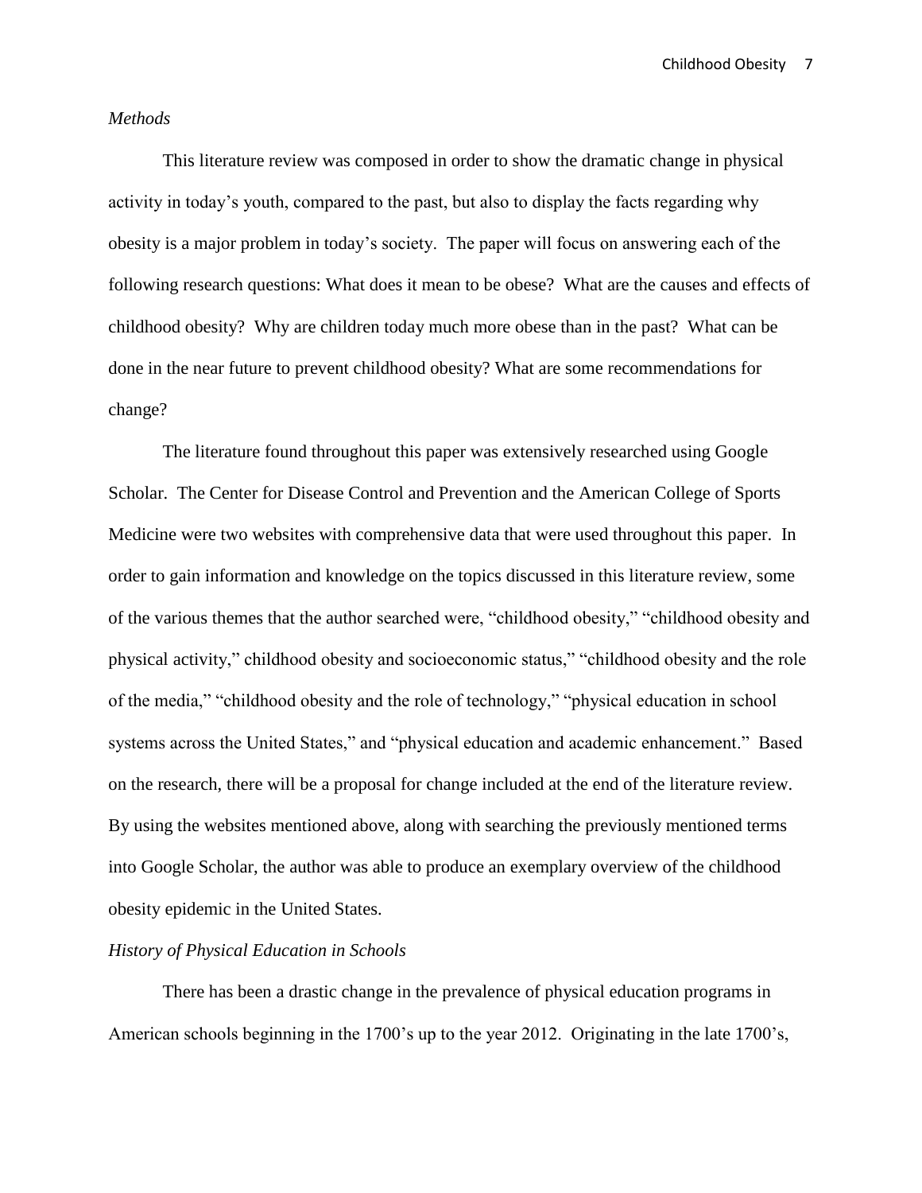*Methods*

This literature review was composed in order to show the dramatic change in physical activity in today's youth, compared to the past, but also to display the facts regarding why obesity is a major problem in today's society. The paper will focus on answering each of the following research questions: What does it mean to be obese? What are the causes and effects of childhood obesity? Why are children today much more obese than in the past? What can be done in the near future to prevent childhood obesity? What are some recommendations for change?

The literature found throughout this paper was extensively researched using Google Scholar. The Center for Disease Control and Prevention and the American College of Sports Medicine were two websites with comprehensive data that were used throughout this paper. In order to gain information and knowledge on the topics discussed in this literature review, some of the various themes that the author searched were, "childhood obesity," "childhood obesity and physical activity," childhood obesity and socioeconomic status," "childhood obesity and the role of the media," "childhood obesity and the role of technology," "physical education in school systems across the United States," and "physical education and academic enhancement." Based on the research, there will be a proposal for change included at the end of the literature review. By using the websites mentioned above, along with searching the previously mentioned terms into Google Scholar, the author was able to produce an exemplary overview of the childhood obesity epidemic in the United States.

*History of Physical Education in Schools*

There has been a drastic change in the prevalence of physical education programs in American schools beginning in the 1700's up to the year 2012. Originating in the late 1700's,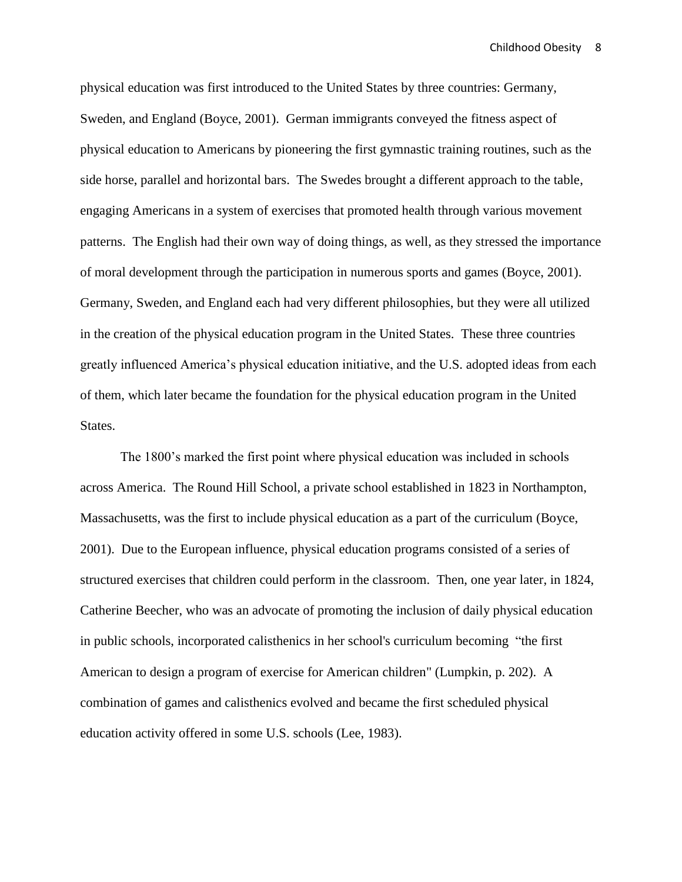physical education was first introduced to the United States by three countries: Germany, Sweden, and England (Boyce, 2001). German immigrants conveyed the fitness aspect of physical education to Americans by pioneering the first gymnastic training routines, such as the side horse, parallel and horizontal bars. The Swedes brought a different approach to the table, engaging Americans in a system of exercises that promoted health through various movement patterns. The English had their own way of doing things, as well, as they stressed the importance of moral development through the participation in numerous sports and games (Boyce, 2001). Germany, Sweden, and England each had very different philosophies, but they were all utilized in the creation of the physical education program in the United States. These three countries greatly influenced America's physical education initiative, and the U.S. adopted ideas from each of them, which later became the foundation for the physical education program in the United States.

The 1800's marked the first point where physical education was included in schools across America. The Round Hill School, a private school established in 1823 in Northampton, Massachusetts, was the first to include physical education as a part of the curriculum (Boyce, 2001). Due to the European influence, physical education programs consisted of a series of structured exercises that children could perform in the classroom. Then, one year later, in 1824, Catherine Beecher, who was an advocate of promoting the inclusion of daily physical education in public schools, incorporated calisthenics in her school's curriculum becoming "the first American to design a program of exercise for American children" (Lumpkin, p. 202). A combination of games and calisthenics evolved and became the first scheduled physical education activity offered in some U.S. schools (Lee, 1983).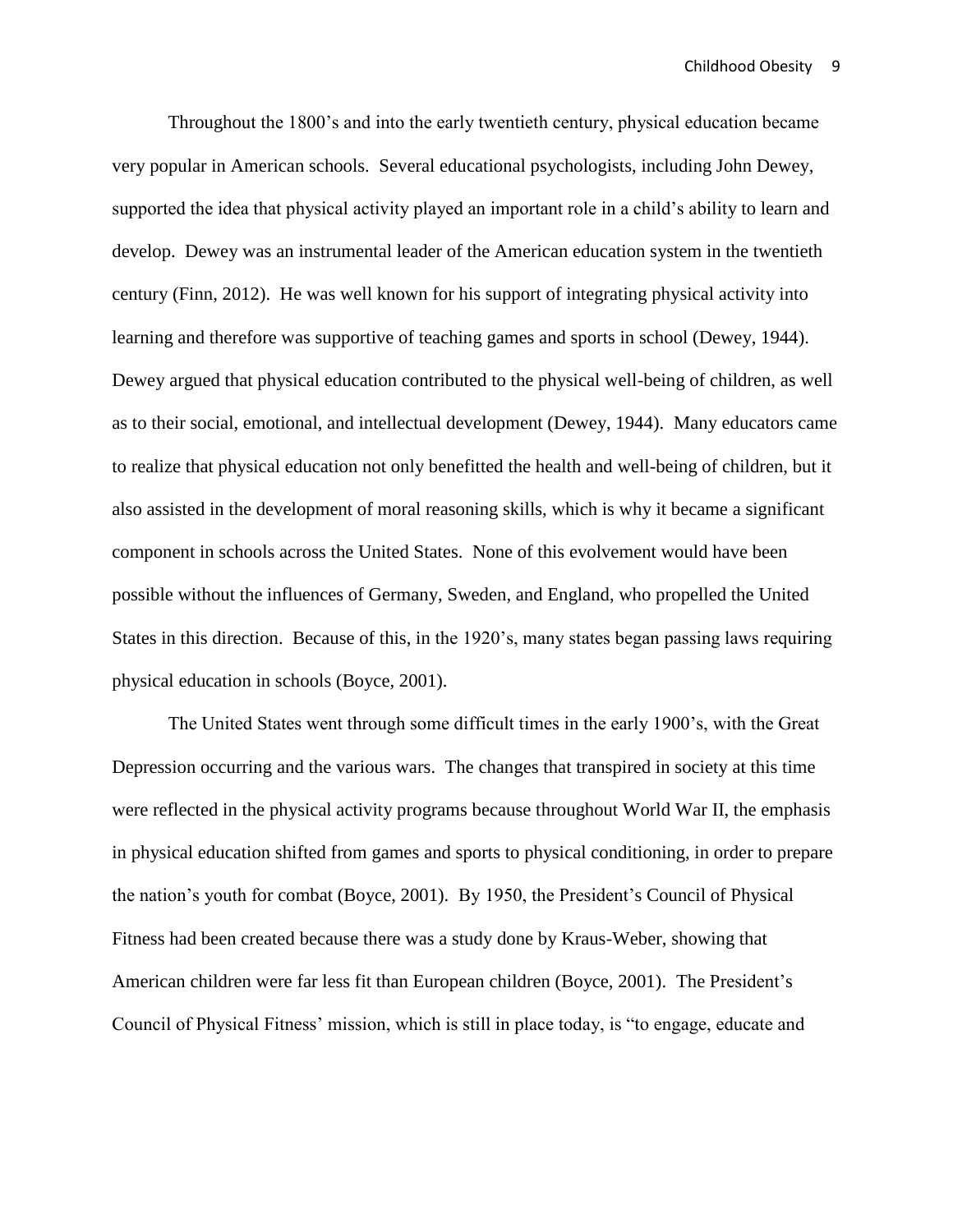Throughout the 1800's and into the early twentieth century, physical education became very popular in American schools. Several educational psychologists, including John Dewey, supported the idea that physical activity played an important role in a child's ability to learn and develop. Dewey was an instrumental leader of the American education system in the twentieth century (Finn, 2012). He was well known for his support of integrating physical activity into learning and therefore was supportive of teaching games and sports in school (Dewey, 1944). Dewey argued that physical education contributed to the physical well-being of children, as well as to their social, emotional, and intellectual development (Dewey, 1944). Many educators came to realize that physical education not only benefitted the health and well-being of children, but it also assisted in the development of moral reasoning skills, which is why it became a significant component in schools across the United States. None of this evolvement would have been possible without the influences of Germany, Sweden, and England, who propelled the United States in this direction. Because of this, in the 1920's, many states began passing laws requiring physical education in schools (Boyce, 2001).

The United States went through some difficult times in the early 1900's, with the Great Depression occurring and the various wars. The changes that transpired in society at this time were reflected in the physical activity programs because throughout World War II, the emphasis in physical education shifted from games and sports to physical conditioning, in order to prepare the nation's youth for combat (Boyce, 2001). By 1950, the President's Council of Physical Fitness had been created because there was a study done by Kraus-Weber, showing that American children were far less fit than European children (Boyce, 2001). The President's Council of Physical Fitness' mission, which is still in place today, is "to engage, educate and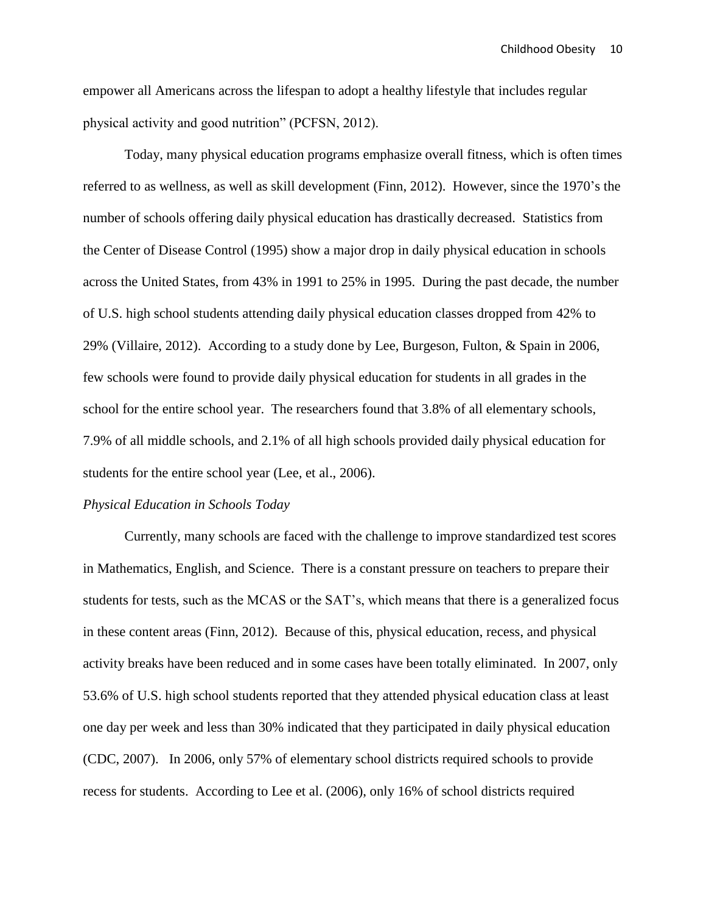empower all Americans across the lifespan to adopt a healthy lifestyle that includes regular physical activity and good nutrition" (PCFSN, 2012).

Today, many physical education programs emphasize overall fitness, which is often times referred to as wellness, as well as skill development (Finn, 2012). However, since the 1970's the number of schools offering daily physical education has drastically decreased. Statistics from the Center of Disease Control (1995) show a major drop in daily physical education in schools across the United States, from 43% in 1991 to 25% in 1995. During the past decade, the number of U.S. high school students attending daily physical education classes dropped from 42% to 29% (Villaire, 2012). According to a study done by Lee, Burgeson, Fulton, & Spain in 2006, few schools were found to provide daily physical education for students in all grades in the school for the entire school year. The researchers found that 3.8% of all elementary schools, 7.9% of all middle schools, and 2.1% of all high schools provided daily physical education for students for the entire school year (Lee, et al., 2006).

*Physical Education in Schools Today*

Currently, many schools are faced with the challenge to improve standardized test scores in Mathematics, English, and Science. There is a constant pressure on teachers to prepare their students for tests, such as the MCAS or the SAT's, which means that there is a generalized focus in these content areas (Finn, 2012). Because of this, physical education, recess, and physical activity breaks have been reduced and in some cases have been totally eliminated. In 2007, only 53.6% of U.S. high school students reported that they attended physical education class at least one day per week and less than 30% indicated that they participated in daily physical education (CDC, 2007). In 2006, only 57% of elementary school districts required schools to provide recess for students. According to Lee et al. (2006), only 16% of school districts required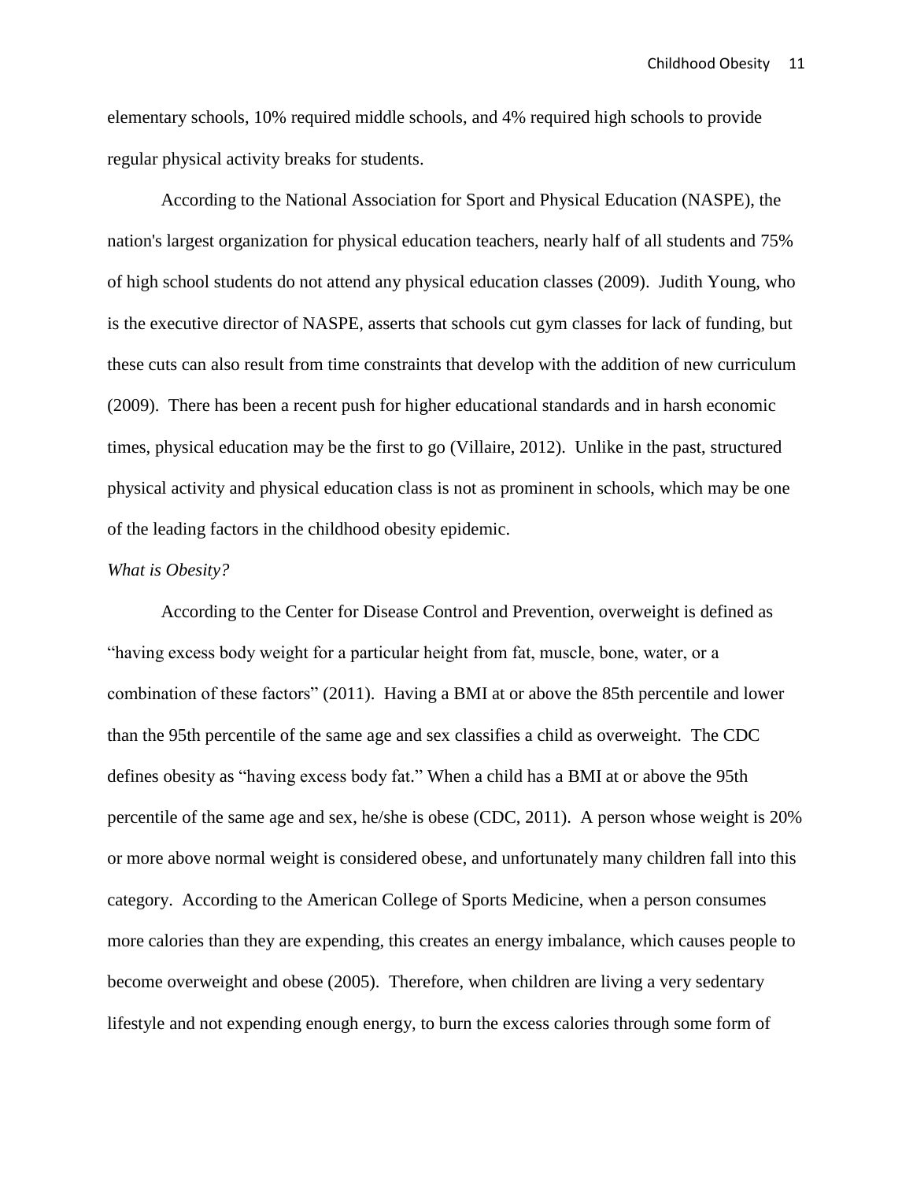elementary schools, 10% required middle schools, and 4% required high schools to provide regular physical activity breaks for students.

According to the National Association for Sport and Physical Education (NASPE), the nation's largest organization for physical education teachers, nearly half of all students and 75% of high school students do not attend any physical education classes (2009). Judith Young, who is the executive director of NASPE, asserts that schools cut gym classes for lack of funding, but these cuts can also result from time constraints that develop with the addition of new curriculum (2009). There has been a recent push for higher educational standards and in harsh economic times, physical education may be the first to go (Villaire, 2012). Unlike in the past, structured physical activity and physical education class is not as prominent in schools, which may be one of the leading factors in the childhood obesity epidemic.

*What is Obesity?*

According to the Center for Disease Control and Prevention, overweight is defined as "having excess body weight for a particular height from fat, muscle, bone, water, or a combination of these factors" (2011). Having a BMI at or above the 85th percentile and lower than the 95th percentile of the same age and sex classifies a child as overweight. The CDC defines obesity as "having excess body fat." When a child has a BMI at or above the 95th percentile of the same age and sex, he/she is obese (CDC, 2011). A person whose weight is 20% or more above normal weight is considered obese, and unfortunately many children fall into this category. According to the American College of Sports Medicine, when a person consumes more calories than they are expending, this creates an energy imbalance, which causes people to become overweight and obese (2005). Therefore, when children are living a very sedentary lifestyle and not expending enough energy, to burn the excess calories through some form of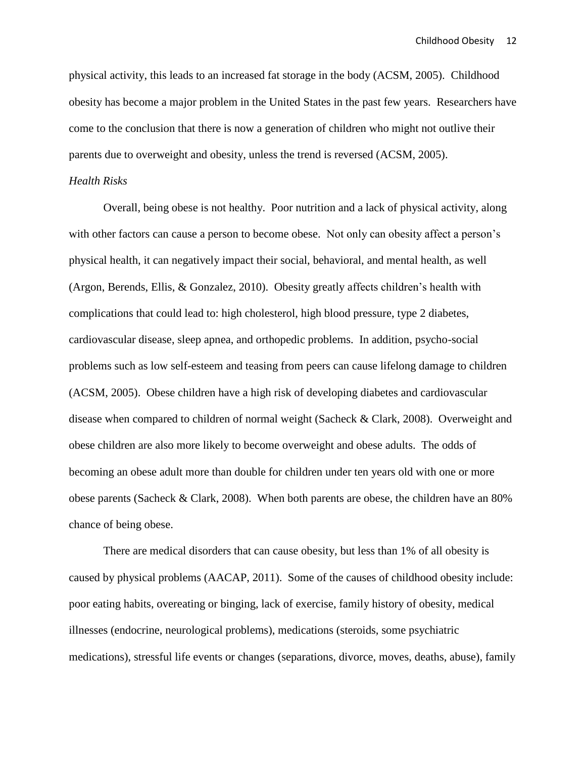physical activity, this leads to an increased fat storage in the body (ACSM, 2005). Childhood obesity has become a major problem in the United States in the past few years. Researchers have come to the conclusion that there is now a generation of children who might not outlive their parents due to overweight and obesity, unless the trend is reversed (ACSM, 2005).

*Health Risks*

Overall, being obese is not healthy. Poor nutrition and a lack of physical activity, along with other factors can cause a person to become obese. Not only can obesity affect a person's physical health, it can negatively impact their social, behavioral, and mental health, as well (Argon, Berends, Ellis, & Gonzalez, 2010). Obesity greatly affects children's health with complications that could lead to: high cholesterol, high blood pressure, type 2 diabetes, cardiovascular disease, sleep apnea, and orthopedic problems. In addition, psycho-social problems such as low self-esteem and teasing from peers can cause lifelong damage to children (ACSM, 2005). Obese children have a high risk of developing diabetes and cardiovascular disease when compared to children of normal weight (Sacheck & Clark, 2008). Overweight and obese children are also more likely to become overweight and obese adults. The odds of becoming an obese adult more than double for children under ten years old with one or more obese parents (Sacheck & Clark, 2008). When both parents are obese, the children have an 80% chance of being obese.

There are medical disorders that can cause obesity, but less than 1% of all obesity is caused by physical problems (AACAP, 2011). Some of the causes of childhood obesity include: poor eating habits, overeating or binging, lack of exercise, family history of obesity, medical illnesses (endocrine, neurological problems), medications (steroids, some psychiatric medications), stressful life events or changes (separations, divorce, moves, deaths, abuse), family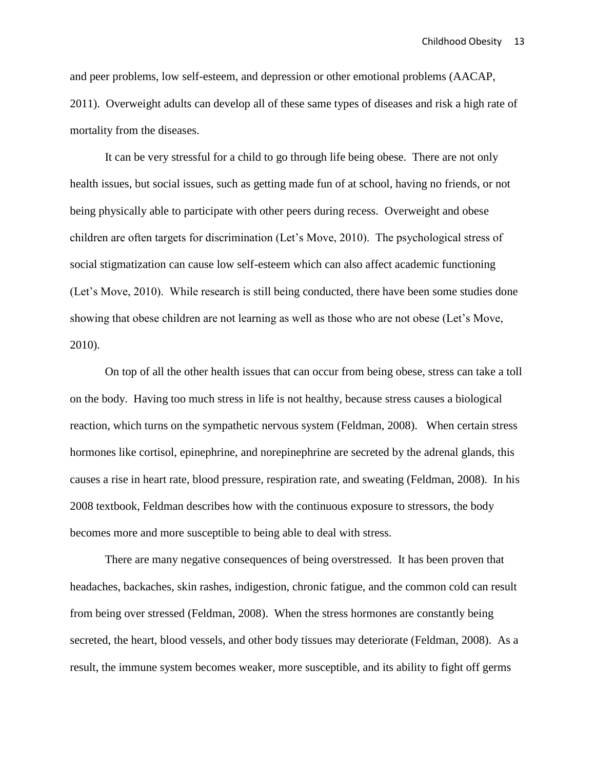and peer problems, low self-esteem, and depression or other emotional problems (AACAP, 2011). Overweight adults can develop all of these same types of diseases and risk a high rate of mortality from the diseases.

It can be very stressful for a child to go through life being obese. There are not only health issues, but social issues, such as getting made fun of at school, having no friends, or not being physically able to participate with other peers during recess. Overweight and obese children are often targets for discrimination (Let's Move, 2010). The psychological stress of social stigmatization can cause low self-esteem which can also affect academic functioning (Let's Move, 2010). While research is still being conducted, there have been some studies done showing that obese children are not learning as well as those who are not obese (Let's Move, 2010).

On top of all the other health issues that can occur from being obese, stress can take a toll on the body. Having too much stress in life is not healthy, because stress causes a biological reaction, which turns on the sympathetic nervous system (Feldman, 2008). When certain stress hormones like cortisol, epinephrine, and norepinephrine are secreted by the adrenal glands, this causes a rise in heart rate, blood pressure, respiration rate, and sweating (Feldman, 2008). In his 2008 textbook, Feldman describes how with the continuous exposure to stressors, the body becomes more and more susceptible to being able to deal with stress.

There are many negative consequences of being overstressed. It has been proven that headaches, backaches, skin rashes, indigestion, chronic fatigue, and the common cold can result from being over stressed (Feldman, 2008). When the stress hormones are constantly being secreted, the heart, blood vessels, and other body tissues may deteriorate (Feldman, 2008). As a result, the immune system becomes weaker, more susceptible, and its ability to fight off germs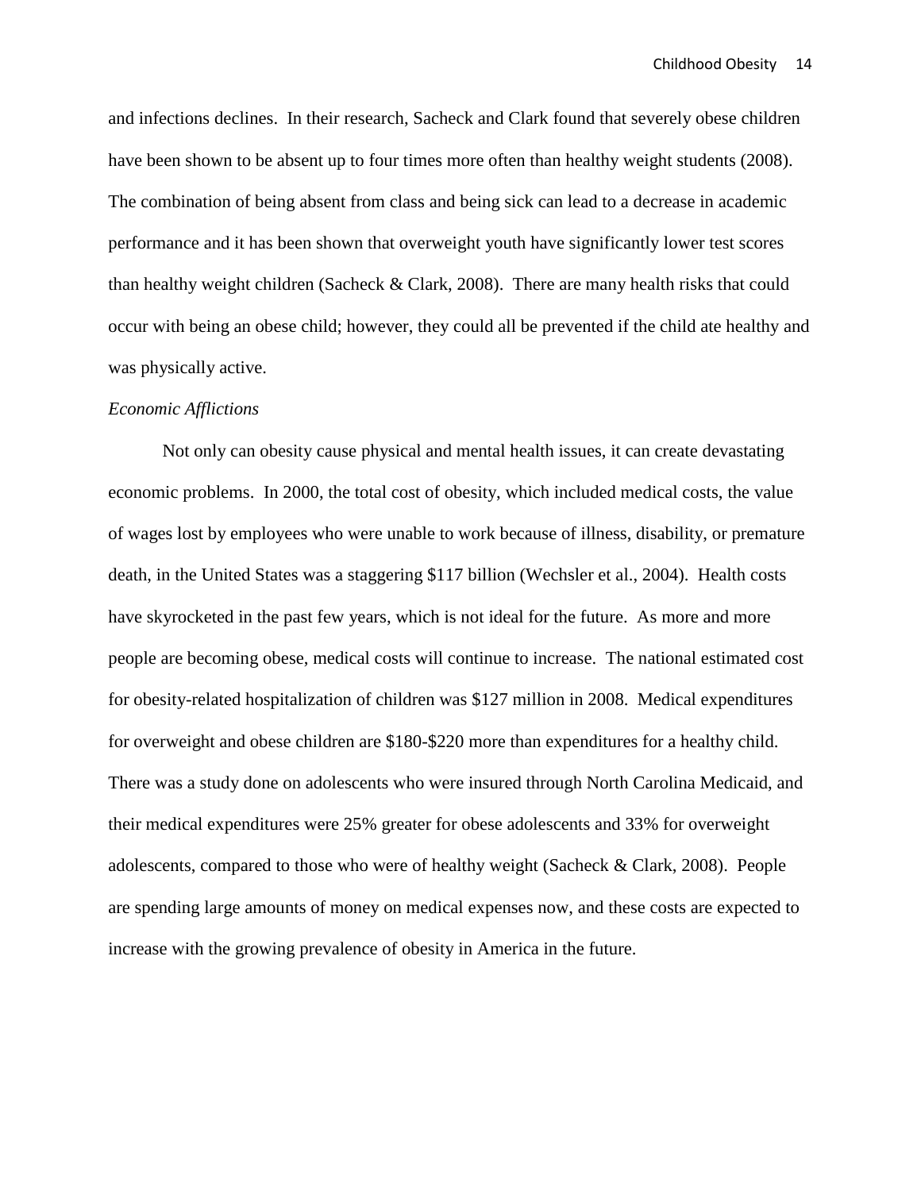and infections declines. In their research, Sacheck and Clark found that severely obese children have been shown to be absent up to four times more often than healthy weight students (2008). The combination of being absent from class and being sick can lead to a decrease in academic performance and it has been shown that overweight youth have significantly lower test scores than healthy weight children (Sacheck & Clark, 2008). There are many health risks that could occur with being an obese child; however, they could all be prevented if the child ate healthy and was physically active.

### *Economic Afflictions*

Not only can obesity cause physical and mental health issues, it can create devastating economic problems. In 2000, the total cost of obesity, which included medical costs, the value of wages lost by employees who were unable to work because of illness, disability, or premature death, in the United States was a staggering $117 billion (Wechsler et al., 2004). Health costs have skyrocketed in the past few years, which is not ideal for the future. As more and more people are becoming obese, medical costs will continue to increase. The national estimated cost for obesity-related hospitalization of children was $127 million in 2008. Medical expenditures for overweight and obese children are $180-$220 more than expenditures for a healthy child. There was a study done on adolescents who were insured through North Carolina Medicaid, and their medical expenditures were 25% greater for obese adolescents and 33% for overweight adolescents, compared to those who were of healthy weight (Sacheck & Clark, 2008). People are spending large amounts of money on medical expenses now, and these costs are expected to increase with the growing prevalence of obesity in America in the future.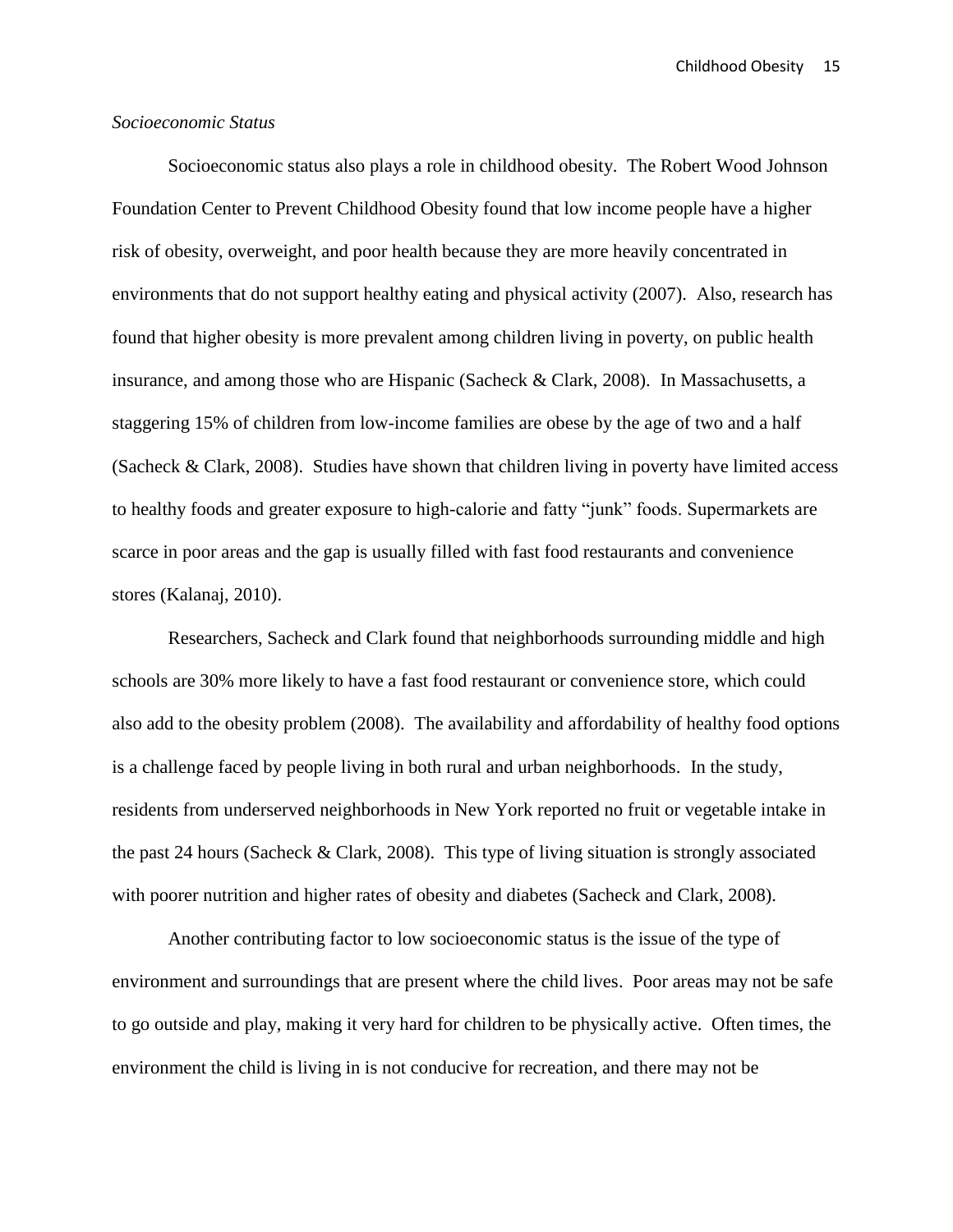*Socioeconomic Status*

Socioeconomic status also plays a role in childhood obesity. The Robert Wood Johnson Foundation Center to Prevent Childhood Obesity found that low income people have a higher risk of obesity, overweight, and poor health because they are more heavily concentrated in environments that do not support healthy eating and physical activity (2007). Also, research has found that higher obesity is more prevalent among children living in poverty, on public health insurance, and among those who are Hispanic (Sacheck & Clark, 2008). In Massachusetts, a staggering 15% of children from low-income families are obese by the age of two and a half (Sacheck & Clark, 2008). Studies have shown that children living in poverty have limited access to healthy foods and greater exposure to high-calorie and fatty "junk" foods. Supermarkets are scarce in poor areas and the gap is usually filled with fast food restaurants and convenience stores (Kalanaj, 2010).

Researchers, Sacheck and Clark found that neighborhoods surrounding middle and high schools are 30% more likely to have a fast food restaurant or convenience store, which could also add to the obesity problem (2008). The availability and affordability of healthy food options is a challenge faced by people living in both rural and urban neighborhoods. In the study, residents from underserved neighborhoods in New York reported no fruit or vegetable intake in the past 24 hours (Sacheck & Clark, 2008). This type of living situation is strongly associated with poorer nutrition and higher rates of obesity and diabetes (Sacheck and Clark, 2008).

Another contributing factor to low socioeconomic status is the issue of the type of environment and surroundings that are present where the child lives. Poor areas may not be safe to go outside and play, making it very hard for children to be physically active. Often times, the environment the child is living in is not conducive for recreation, and there may not be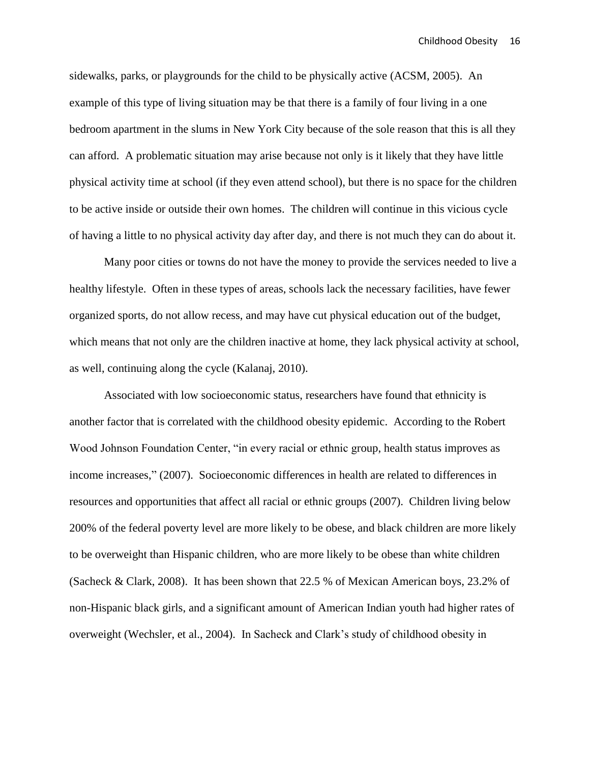sidewalks, parks, or playgrounds for the child to be physically active (ACSM, 2005). An example of this type of living situation may be that there is a family of four living in a one bedroom apartment in the slums in New York City because of the sole reason that this is all they can afford. A problematic situation may arise because not only is it likely that they have little physical activity time at school (if they even attend school), but there is no space for the children to be active inside or outside their own homes. The children will continue in this vicious cycle of having a little to no physical activity day after day, and there is not much they can do about it.

Many poor cities or towns do not have the money to provide the services needed to live a healthy lifestyle. Often in these types of areas, schools lack the necessary facilities, have fewer organized sports, do not allow recess, and may have cut physical education out of the budget, which means that not only are the children inactive at home, they lack physical activity at school, as well, continuing along the cycle (Kalanaj, 2010).

Associated with low socioeconomic status, researchers have found that ethnicity is another factor that is correlated with the childhood obesity epidemic. According to the Robert Wood Johnson Foundation Center, "in every racial or ethnic group, health status improves as income increases," (2007). Socioeconomic differences in health are related to differences in resources and opportunities that affect all racial or ethnic groups (2007). Children living below 200% of the federal poverty level are more likely to be obese, and black children are more likely to be overweight than Hispanic children, who are more likely to be obese than white children (Sacheck & Clark, 2008). It has been shown that 22.5 % of Mexican American boys, 23.2% of non-Hispanic black girls, and a significant amount of American Indian youth had higher rates of overweight (Wechsler, et al., 2004). In Sacheck and Clark's study of childhood obesity in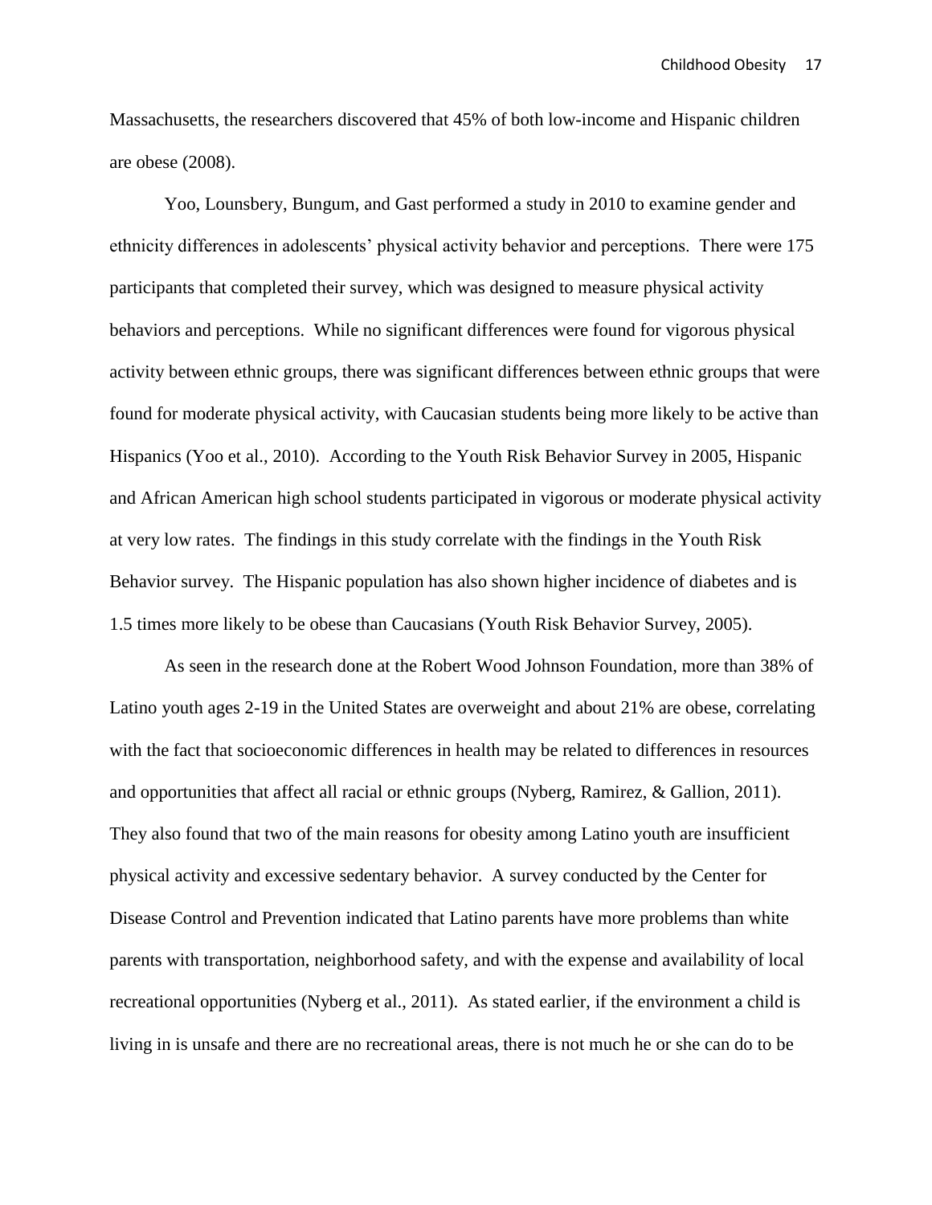Massachusetts, the researchers discovered that 45% of both low-income and Hispanic children are obese (2008).

Yoo, Lounsbery, Bungum, and Gast performed a study in 2010 to examine gender and ethnicity differences in adolescents' physical activity behavior and perceptions. There were 175 participants that completed their survey, which was designed to measure physical activity behaviors and perceptions. While no significant differences were found for vigorous physical activity between ethnic groups, there was significant differences between ethnic groups that were found for moderate physical activity, with Caucasian students being more likely to be active than Hispanics (Yoo et al., 2010). According to the Youth Risk Behavior Survey in 2005, Hispanic and African American high school students participated in vigorous or moderate physical activity at very low rates. The findings in this study correlate with the findings in the Youth Risk Behavior survey. The Hispanic population has also shown higher incidence of diabetes and is 1.5 times more likely to be obese than Caucasians (Youth Risk Behavior Survey, 2005).

As seen in the research done at the Robert Wood Johnson Foundation, more than 38% of Latino youth ages 2-19 in the United States are overweight and about 21% are obese, correlating with the fact that socioeconomic differences in health may be related to differences in resources and opportunities that affect all racial or ethnic groups (Nyberg, Ramirez, & Gallion, 2011). They also found that two of the main reasons for obesity among Latino youth are insufficient physical activity and excessive sedentary behavior. A survey conducted by the Center for Disease Control and Prevention indicated that Latino parents have more problems than white parents with transportation, neighborhood safety, and with the expense and availability of local recreational opportunities (Nyberg et al., 2011). As stated earlier, if the environment a child is living in is unsafe and there are no recreational areas, there is not much he or she can do to be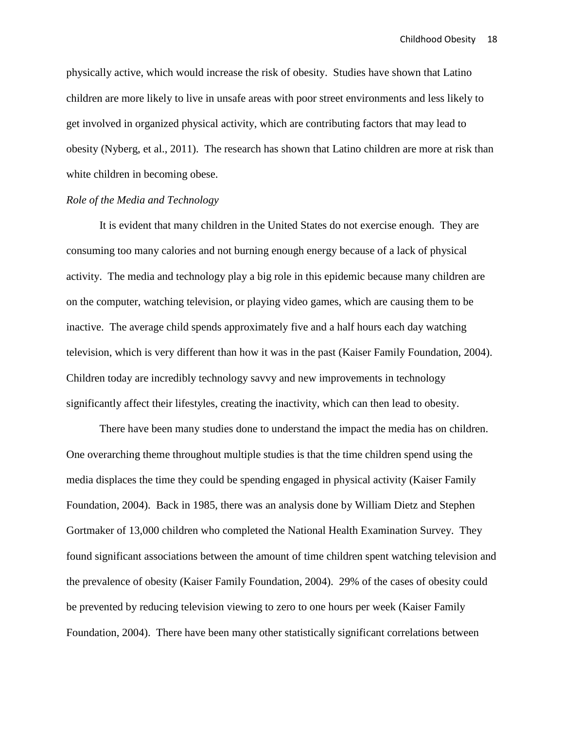physically active, which would increase the risk of obesity. Studies have shown that Latino children are more likely to live in unsafe areas with poor street environments and less likely to get involved in organized physical activity, which are contributing factors that may lead to obesity (Nyberg, et al., 2011). The research has shown that Latino children are more at risk than white children in becoming obese.

*Role of the Media and Technology*

It is evident that many children in the United States do not exercise enough. They are consuming too many calories and not burning enough energy because of a lack of physical activity. The media and technology play a big role in this epidemic because many children are on the computer, watching television, or playing video games, which are causing them to be inactive. The average child spends approximately five and a half hours each day watching television, which is very different than how it was in the past (Kaiser Family Foundation, 2004). Children today are incredibly technology savvy and new improvements in technology significantly affect their lifestyles, creating the inactivity, which can then lead to obesity.

There have been many studies done to understand the impact the media has on children. One overarching theme throughout multiple studies is that the time children spend using the media displaces the time they could be spending engaged in physical activity (Kaiser Family Foundation, 2004). Back in 1985, there was an analysis done by William Dietz and Stephen Gortmaker of 13,000 children who completed the National Health Examination Survey. They found significant associations between the amount of time children spent watching television and the prevalence of obesity (Kaiser Family Foundation, 2004). 29% of the cases of obesity could be prevented by reducing television viewing to zero to one hours per week (Kaiser Family Foundation, 2004). There have been many other statistically significant correlations between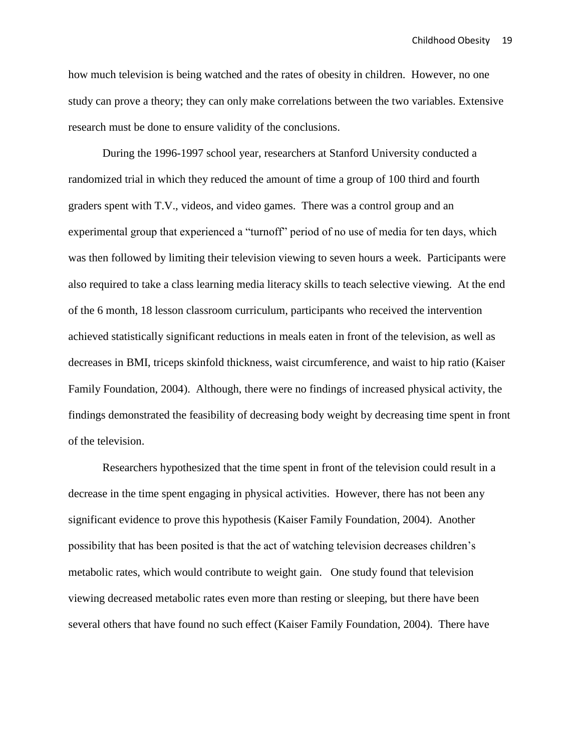how much television is being watched and the rates of obesity in children. However, no one study can prove a theory; they can only make correlations between the two variables. Extensive research must be done to ensure validity of the conclusions.

During the 1996-1997 school year, researchers at Stanford University conducted a randomized trial in which they reduced the amount of time a group of 100 third and fourth graders spent with T.V., videos, and video games. There was a control group and an experimental group that experienced a "turnoff" period of no use of media for ten days, which was then followed by limiting their television viewing to seven hours a week. Participants were also required to take a class learning media literacy skills to teach selective viewing. At the end of the 6 month, 18 lesson classroom curriculum, participants who received the intervention achieved statistically significant reductions in meals eaten in front of the television, as well as decreases in BMI, triceps skinfold thickness, waist circumference, and waist to hip ratio (Kaiser Family Foundation, 2004). Although, there were no findings of increased physical activity, the findings demonstrated the feasibility of decreasing body weight by decreasing time spent in front of the television.

Researchers hypothesized that the time spent in front of the television could result in a decrease in the time spent engaging in physical activities. However, there has not been any significant evidence to prove this hypothesis (Kaiser Family Foundation, 2004). Another possibility that has been posited is that the act of watching television decreases children's metabolic rates, which would contribute to weight gain. One study found that television viewing decreased metabolic rates even more than resting or sleeping, but there have been several others that have found no such effect (Kaiser Family Foundation, 2004). There have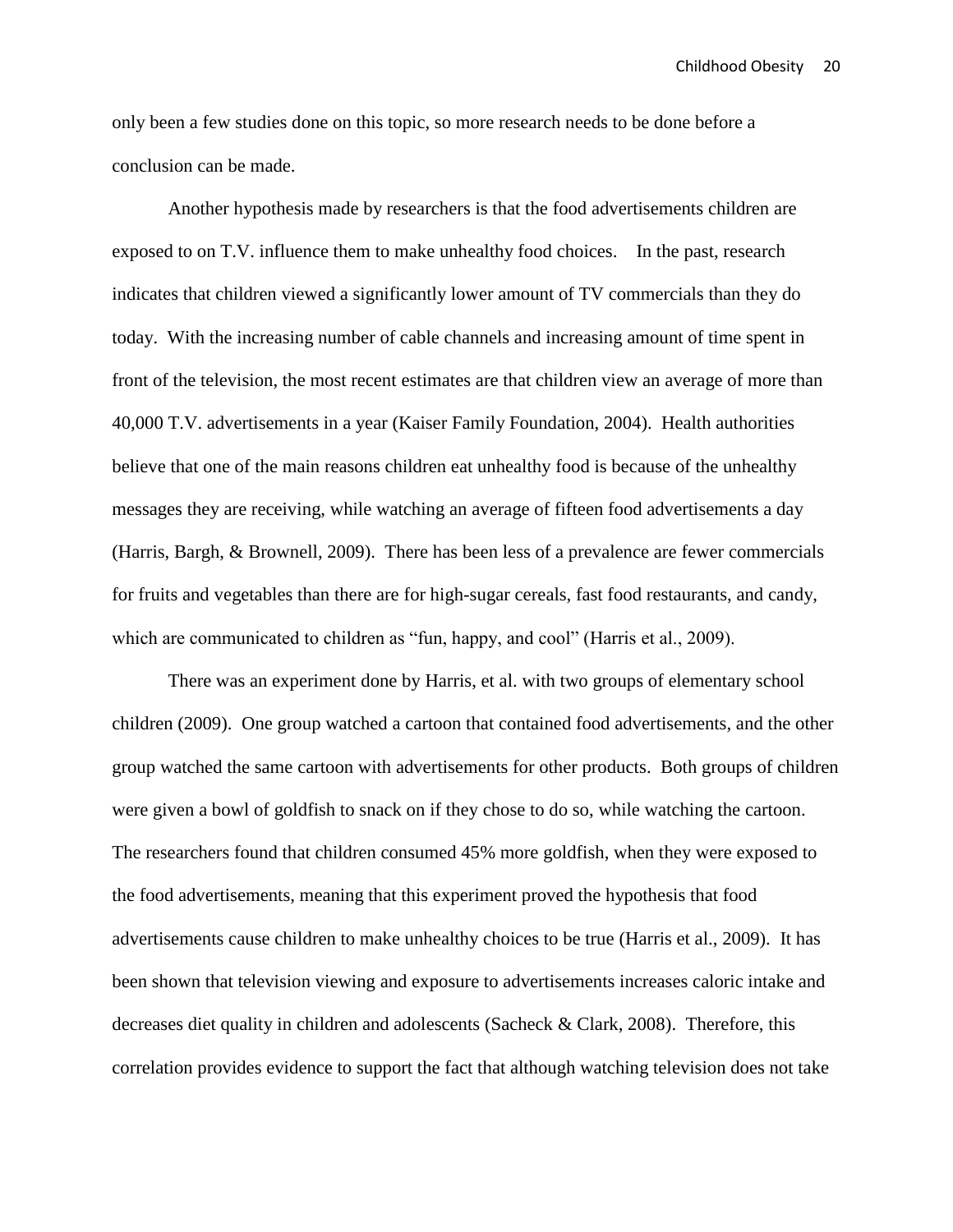only been a few studies done on this topic, so more research needs to be done before a conclusion can be made.

Another hypothesis made by researchers is that the food advertisements children are exposed to on T.V. influence them to make unhealthy food choices.  In the past, research indicates that children viewed a significantly lower amount of TV commercials than they do today.  With the increasing number of cable channels and increasing amount of time spent in front of the television, the most recent estimates are that children view an average of more than 40,000 T.V. advertisements in a year (Kaiser Family Foundation, 2004).  Health authorities believe that one of the main reasons children eat unhealthy food is because of the unhealthy messages they are receiving, while watching an average of fifteen food advertisements a day (Harris, Bargh, & Brownell, 2009).  There has been less of a prevalence are fewer commercials for fruits and vegetables than there are for high-sugar cereals, fast food restaurants, and candy, which are communicated to children as "fun, happy, and cool" (Harris et al., 2009).

There was an experiment done by Harris, et al. with two groups of elementary school children (2009).  One group watched a cartoon that contained food advertisements, and the other group watched the same cartoon with advertisements for other products.  Both groups of children were given a bowl of goldfish to snack on if they chose to do so, while watching the cartoon. The researchers found that children consumed 45% more goldfish, when they were exposed to the food advertisements, meaning that this experiment proved the hypothesis that food advertisements cause children to make unhealthy choices to be true (Harris et al., 2009).  It has been shown that television viewing and exposure to advertisements increases caloric intake and decreases diet quality in children and adolescents (Sacheck & Clark, 2008).  Therefore, this correlation provides evidence to support the fact that although watching television does not take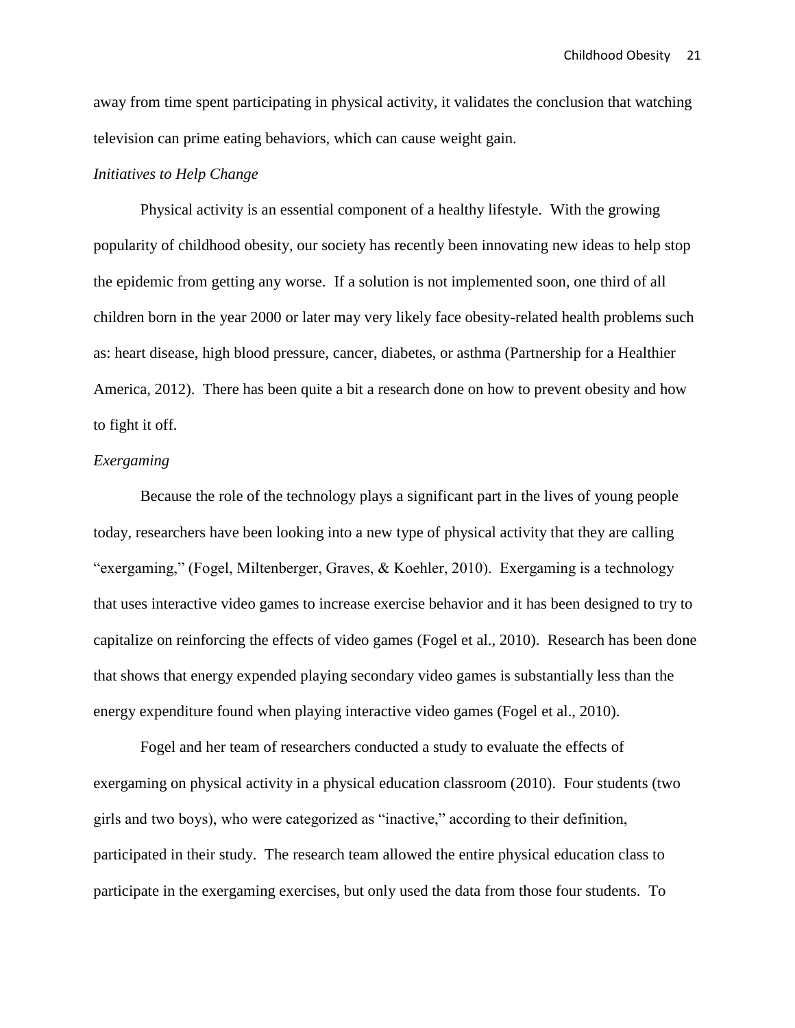away from time spent participating in physical activity, it validates the conclusion that watching television can prime eating behaviors, which can cause weight gain.

*Initiatives to Help Change*

Physical activity is an essential component of a healthy lifestyle. With the growing popularity of childhood obesity, our society has recently been innovating new ideas to help stop the epidemic from getting any worse. If a solution is not implemented soon, one third of all children born in the year 2000 or later may very likely face obesity-related health problems such as: heart disease, high blood pressure, cancer, diabetes, or asthma (Partnership for a Healthier America, 2012). There has been quite a bit a research done on how to prevent obesity and how to fight it off.

*Exergaming*

Because the role of the technology plays a significant part in the lives of young people today, researchers have been looking into a new type of physical activity that they are calling "exergaming," (Fogel, Miltenberger, Graves, & Koehler, 2010). Exergaming is a technology that uses interactive video games to increase exercise behavior and it has been designed to try to capitalize on reinforcing the effects of video games (Fogel et al., 2010). Research has been done that shows that energy expended playing secondary video games is substantially less than the energy expenditure found when playing interactive video games (Fogel et al., 2010).

Fogel and her team of researchers conducted a study to evaluate the effects of exergaming on physical activity in a physical education classroom (2010). Four students (two girls and two boys), who were categorized as "inactive," according to their definition, participated in their study. The research team allowed the entire physical education class to participate in the exergaming exercises, but only used the data from those four students. To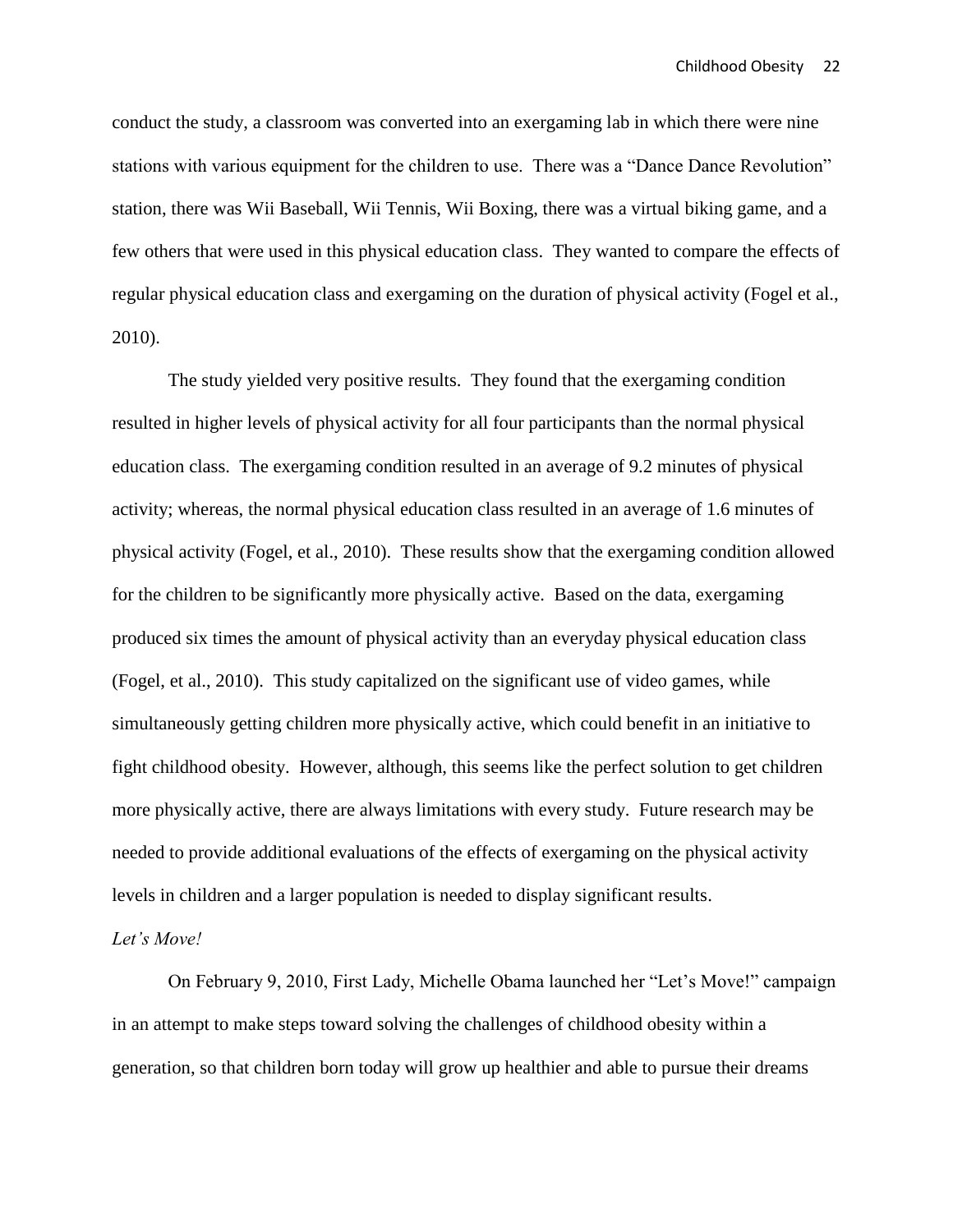conduct the study, a classroom was converted into an exergaming lab in which there were nine stations with various equipment for the children to use. There was a "Dance Dance Revolution" station, there was Wii Baseball, Wii Tennis, Wii Boxing, there was a virtual biking game, and a few others that were used in this physical education class. They wanted to compare the effects of regular physical education class and exergaming on the duration of physical activity (Fogel et al., 2010).

The study yielded very positive results. They found that the exergaming condition resulted in higher levels of physical activity for all four participants than the normal physical education class. The exergaming condition resulted in an average of 9.2 minutes of physical activity; whereas, the normal physical education class resulted in an average of 1.6 minutes of physical activity (Fogel, et al., 2010). These results show that the exergaming condition allowed for the children to be significantly more physically active. Based on the data, exergaming produced six times the amount of physical activity than an everyday physical education class (Fogel, et al., 2010). This study capitalized on the significant use of video games, while simultaneously getting children more physically active, which could benefit in an initiative to fight childhood obesity. However, although, this seems like the perfect solution to get children more physically active, there are always limitations with every study. Future research may be needed to provide additional evaluations of the effects of exergaming on the physical activity levels in children and a larger population is needed to display significant results.

*Let's Move!*

On February 9, 2010, First Lady, Michelle Obama launched her "Let's Move!" campaign in an attempt to make steps toward solving the challenges of childhood obesity within a generation, so that children born today will grow up healthier and able to pursue their dreams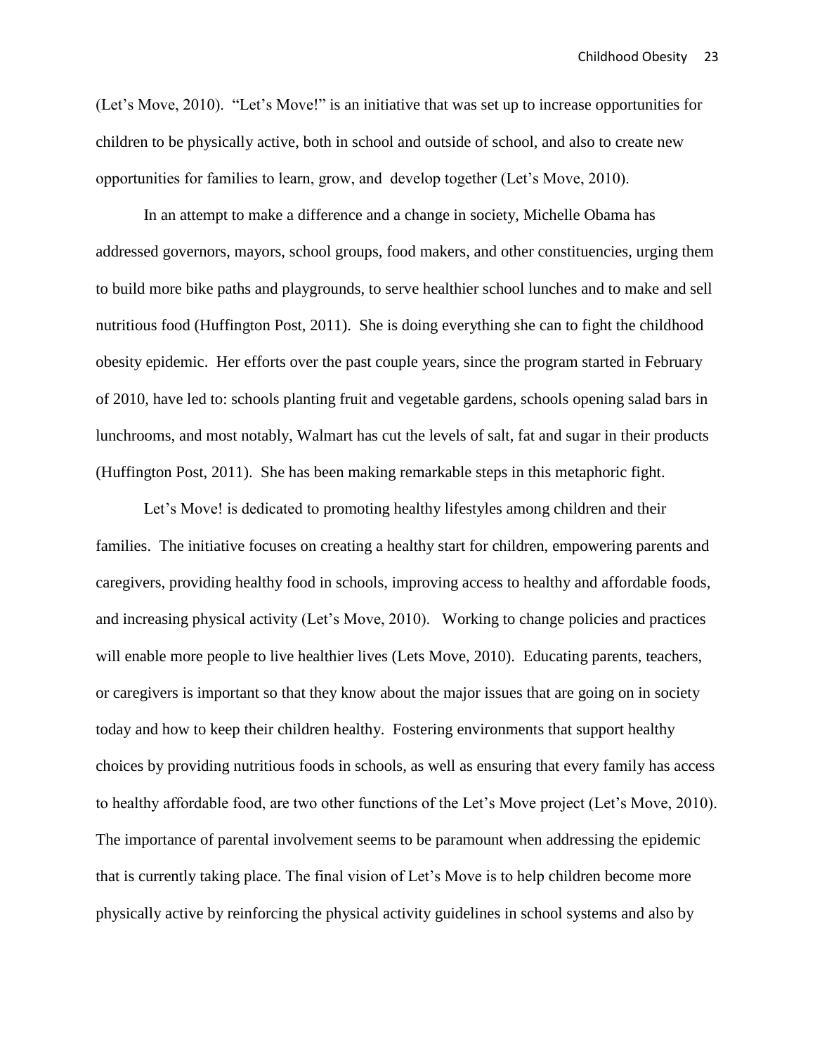(Let's Move, 2010). "Let's Move!" is an initiative that was set up to increase opportunities for children to be physically active, both in school and outside of school, and also to create new opportunities for families to learn, grow, and develop together (Let's Move, 2010).

In an attempt to make a difference and a change in society, Michelle Obama has addressed governors, mayors, school groups, food makers, and other constituencies, urging them to build more bike paths and playgrounds, to serve healthier school lunches and to make and sell nutritious food (Huffington Post, 2011). She is doing everything she can to fight the childhood obesity epidemic. Her efforts over the past couple years, since the program started in February of 2010, have led to: schools planting fruit and vegetable gardens, schools opening salad bars in lunchrooms, and most notably, Walmart has cut the levels of salt, fat and sugar in their products (Huffington Post, 2011). She has been making remarkable steps in this metaphoric fight.

Let's Move! is dedicated to promoting healthy lifestyles among children and their families. The initiative focuses on creating a healthy start for children, empowering parents and caregivers, providing healthy food in schools, improving access to healthy and affordable foods, and increasing physical activity (Let's Move, 2010). Working to change policies and practices will enable more people to live healthier lives (Lets Move, 2010). Educating parents, teachers, or caregivers is important so that they know about the major issues that are going on in society today and how to keep their children healthy. Fostering environments that support healthy choices by providing nutritious foods in schools, as well as ensuring that every family has access to healthy affordable food, are two other functions of the Let's Move project (Let's Move, 2010). The importance of parental involvement seems to be paramount when addressing the epidemic that is currently taking place. The final vision of Let's Move is to help children become more physically active by reinforcing the physical activity guidelines in school systems and also by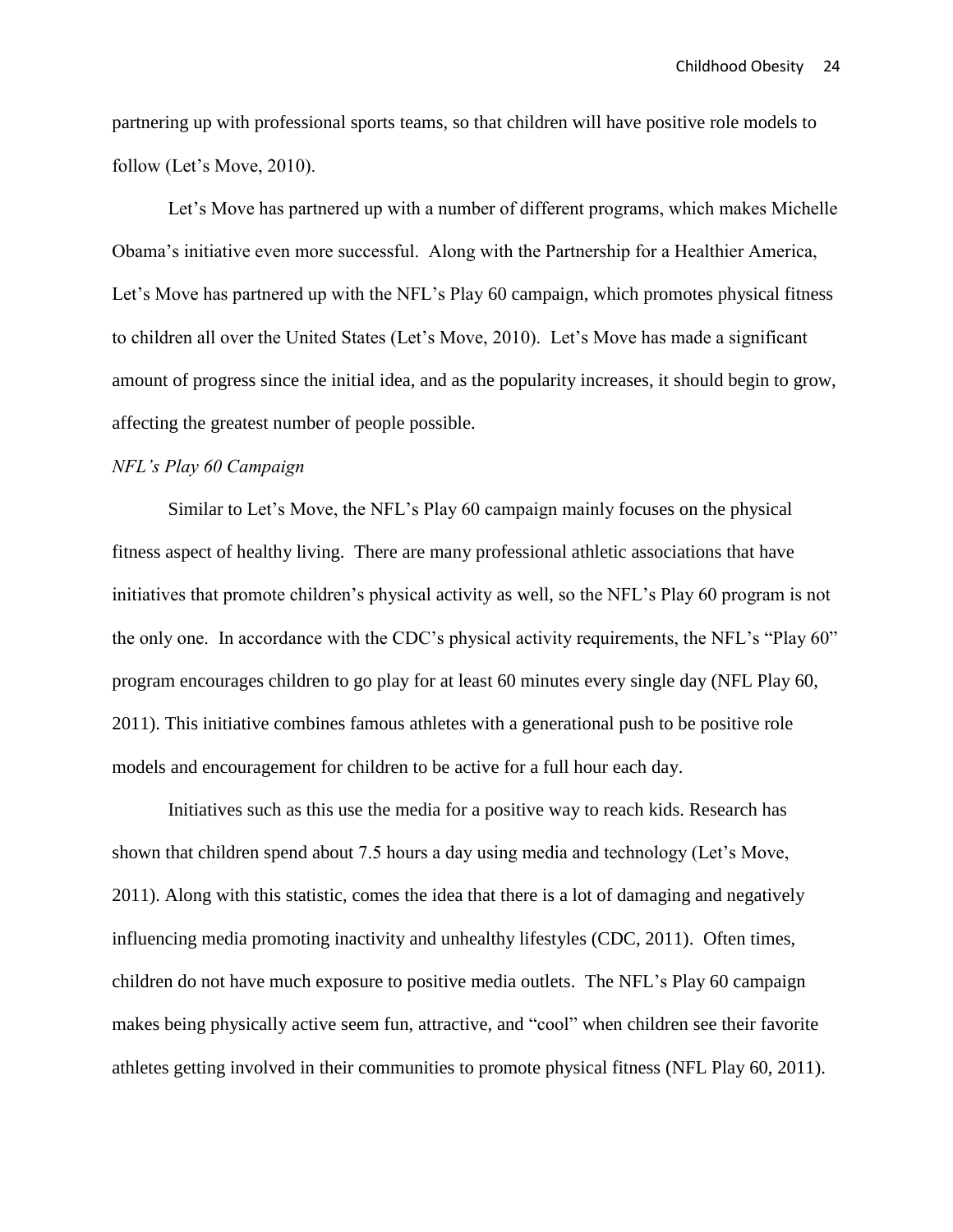partnering up with professional sports teams, so that children will have positive role models to follow (Let's Move, 2010).

Let's Move has partnered up with a number of different programs, which makes Michelle Obama's initiative even more successful. Along with the Partnership for a Healthier America, Let's Move has partnered up with the NFL's Play 60 campaign, which promotes physical fitness to children all over the United States (Let's Move, 2010). Let's Move has made a significant amount of progress since the initial idea, and as the popularity increases, it should begin to grow, affecting the greatest number of people possible.

*NFL's Play 60 Campaign*

Similar to Let's Move, the NFL's Play 60 campaign mainly focuses on the physical fitness aspect of healthy living. There are many professional athletic associations that have initiatives that promote children's physical activity as well, so the NFL's Play 60 program is not the only one. In accordance with the CDC's physical activity requirements, the NFL's "Play 60" program encourages children to go play for at least 60 minutes every single day (NFL Play 60, 2011). This initiative combines famous athletes with a generational push to be positive role models and encouragement for children to be active for a full hour each day.

Initiatives such as this use the media for a positive way to reach kids. Research has shown that children spend about 7.5 hours a day using media and technology (Let's Move, 2011). Along with this statistic, comes the idea that there is a lot of damaging and negatively influencing media promoting inactivity and unhealthy lifestyles (CDC, 2011). Often times, children do not have much exposure to positive media outlets. The NFL's Play 60 campaign makes being physically active seem fun, attractive, and "cool" when children see their favorite athletes getting involved in their communities to promote physical fitness (NFL Play 60, 2011).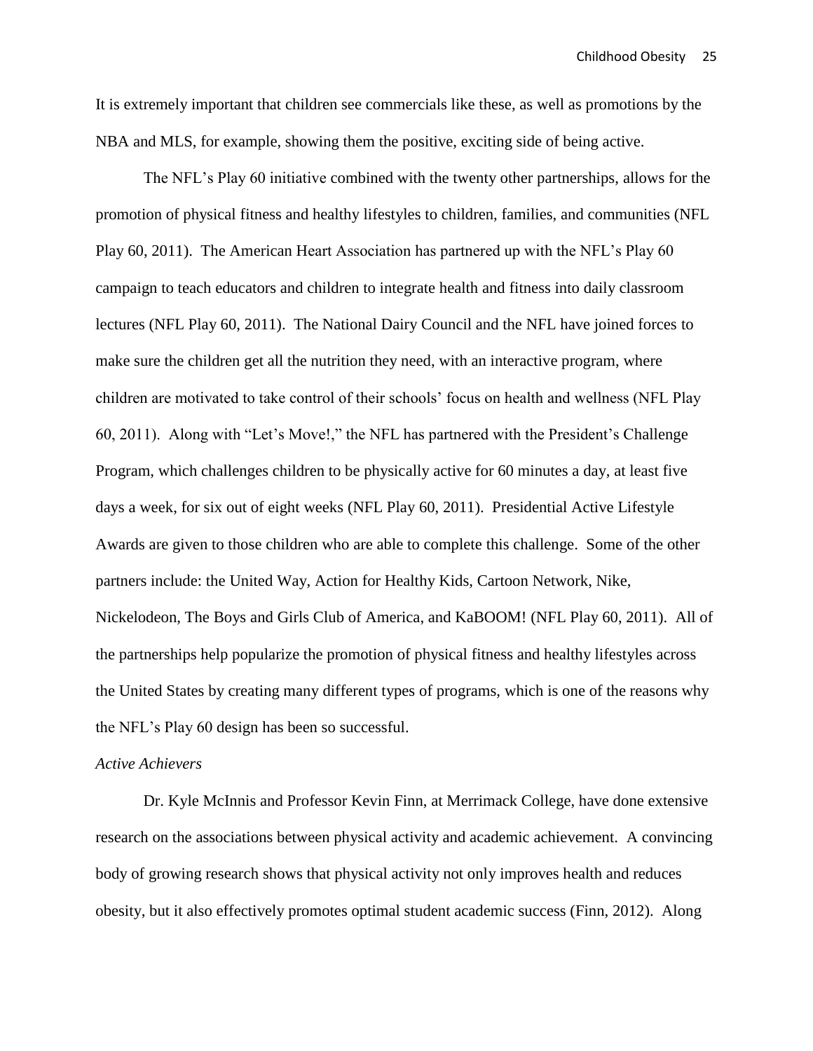It is extremely important that children see commercials like these, as well as promotions by the NBA and MLS, for example, showing them the positive, exciting side of being active.

The NFL's Play 60 initiative combined with the twenty other partnerships, allows for the promotion of physical fitness and healthy lifestyles to children, families, and communities (NFL Play 60, 2011). The American Heart Association has partnered up with the NFL's Play 60 campaign to teach educators and children to integrate health and fitness into daily classroom lectures (NFL Play 60, 2011). The National Dairy Council and the NFL have joined forces to make sure the children get all the nutrition they need, with an interactive program, where children are motivated to take control of their schools' focus on health and wellness (NFL Play 60, 2011). Along with "Let's Move!," the NFL has partnered with the President's Challenge Program, which challenges children to be physically active for 60 minutes a day, at least five days a week, for six out of eight weeks (NFL Play 60, 2011). Presidential Active Lifestyle Awards are given to those children who are able to complete this challenge. Some of the other partners include: the United Way, Action for Healthy Kids, Cartoon Network, Nike, Nickelodeon, The Boys and Girls Club of America, and KaBOOM! (NFL Play 60, 2011). All of the partnerships help popularize the promotion of physical fitness and healthy lifestyles across the United States by creating many different types of programs, which is one of the reasons why the NFL's Play 60 design has been so successful.

*Active Achievers*

Dr. Kyle McInnis and Professor Kevin Finn, at Merrimack College, have done extensive research on the associations between physical activity and academic achievement. A convincing body of growing research shows that physical activity not only improves health and reduces obesity, but it also effectively promotes optimal student academic success (Finn, 2012). Along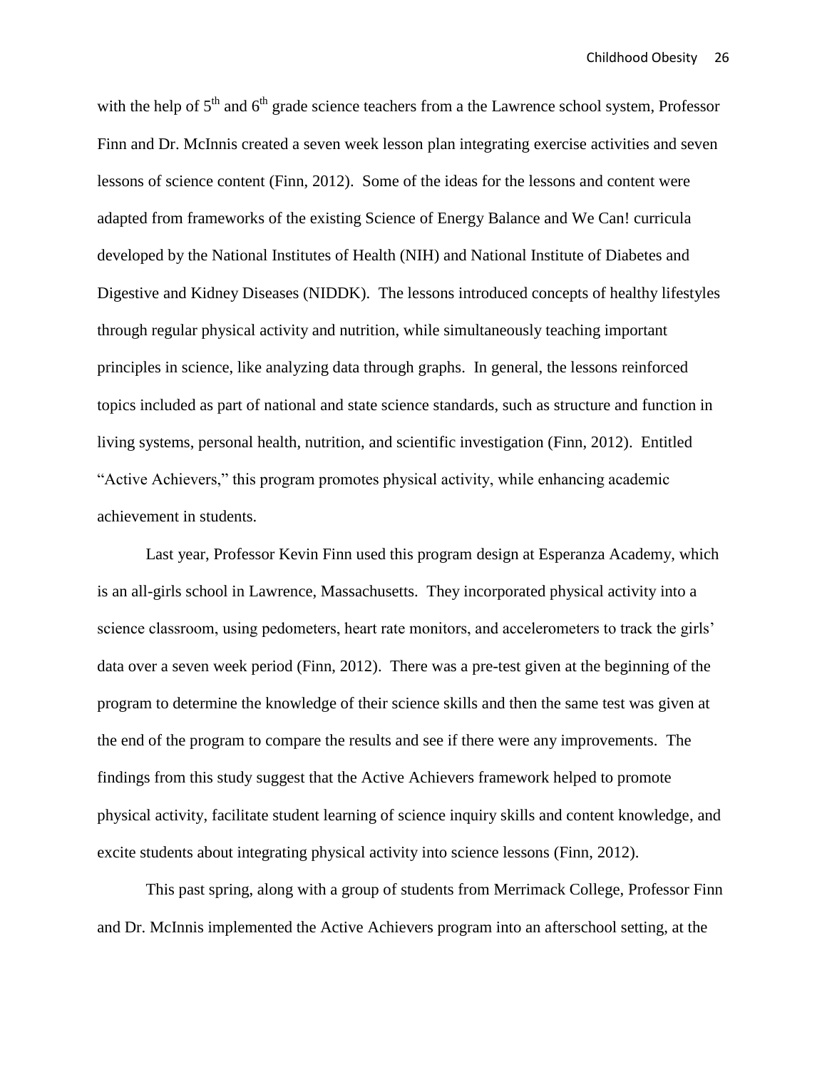with the help of 5th and 6th grade science teachers from a the Lawrence school system, Professor Finn and Dr. McInnis created a seven week lesson plan integrating exercise activities and seven lessons of science content (Finn, 2012). Some of the ideas for the lessons and content were adapted from frameworks of the existing Science of Energy Balance and We Can! curricula developed by the National Institutes of Health (NIH) and National Institute of Diabetes and Digestive and Kidney Diseases (NIDDK). The lessons introduced concepts of healthy lifestyles through regular physical activity and nutrition, while simultaneously teaching important principles in science, like analyzing data through graphs. In general, the lessons reinforced topics included as part of national and state science standards, such as structure and function in living systems, personal health, nutrition, and scientific investigation (Finn, 2012). Entitled "Active Achievers," this program promotes physical activity, while enhancing academic achievement in students.

Last year, Professor Kevin Finn used this program design at Esperanza Academy, which is an all-girls school in Lawrence, Massachusetts. They incorporated physical activity into a science classroom, using pedometers, heart rate monitors, and accelerometers to track the girls' data over a seven week period (Finn, 2012). There was a pre-test given at the beginning of the program to determine the knowledge of their science skills and then the same test was given at the end of the program to compare the results and see if there were any improvements. The findings from this study suggest that the Active Achievers framework helped to promote physical activity, facilitate student learning of science inquiry skills and content knowledge, and excite students about integrating physical activity into science lessons (Finn, 2012).

This past spring, along with a group of students from Merrimack College, Professor Finn and Dr. McInnis implemented the Active Achievers program into an afterschool setting, at the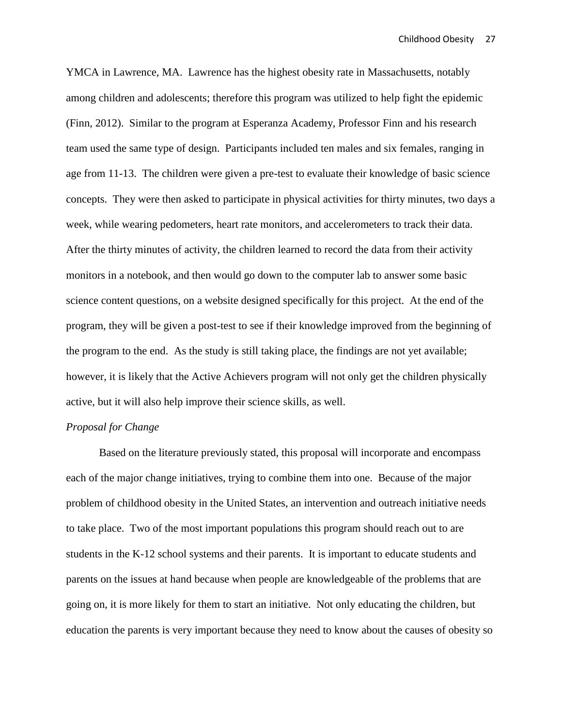YMCA in Lawrence, MA. Lawrence has the highest obesity rate in Massachusetts, notably among children and adolescents; therefore this program was utilized to help fight the epidemic (Finn, 2012). Similar to the program at Esperanza Academy, Professor Finn and his research team used the same type of design. Participants included ten males and six females, ranging in age from 11-13. The children were given a pre-test to evaluate their knowledge of basic science concepts. They were then asked to participate in physical activities for thirty minutes, two days a week, while wearing pedometers, heart rate monitors, and accelerometers to track their data. After the thirty minutes of activity, the children learned to record the data from their activity monitors in a notebook, and then would go down to the computer lab to answer some basic science content questions, on a website designed specifically for this project. At the end of the program, they will be given a post-test to see if their knowledge improved from the beginning of the program to the end. As the study is still taking place, the findings are not yet available; however, it is likely that the Active Achievers program will not only get the children physically active, but it will also help improve their science skills, as well.

*Proposal for Change*

Based on the literature previously stated, this proposal will incorporate and encompass each of the major change initiatives, trying to combine them into one. Because of the major problem of childhood obesity in the United States, an intervention and outreach initiative needs to take place. Two of the most important populations this program should reach out to are students in the K-12 school systems and their parents. It is important to educate students and parents on the issues at hand because when people are knowledgeable of the problems that are going on, it is more likely for them to start an initiative. Not only educating the children, but education the parents is very important because they need to know about the causes of obesity so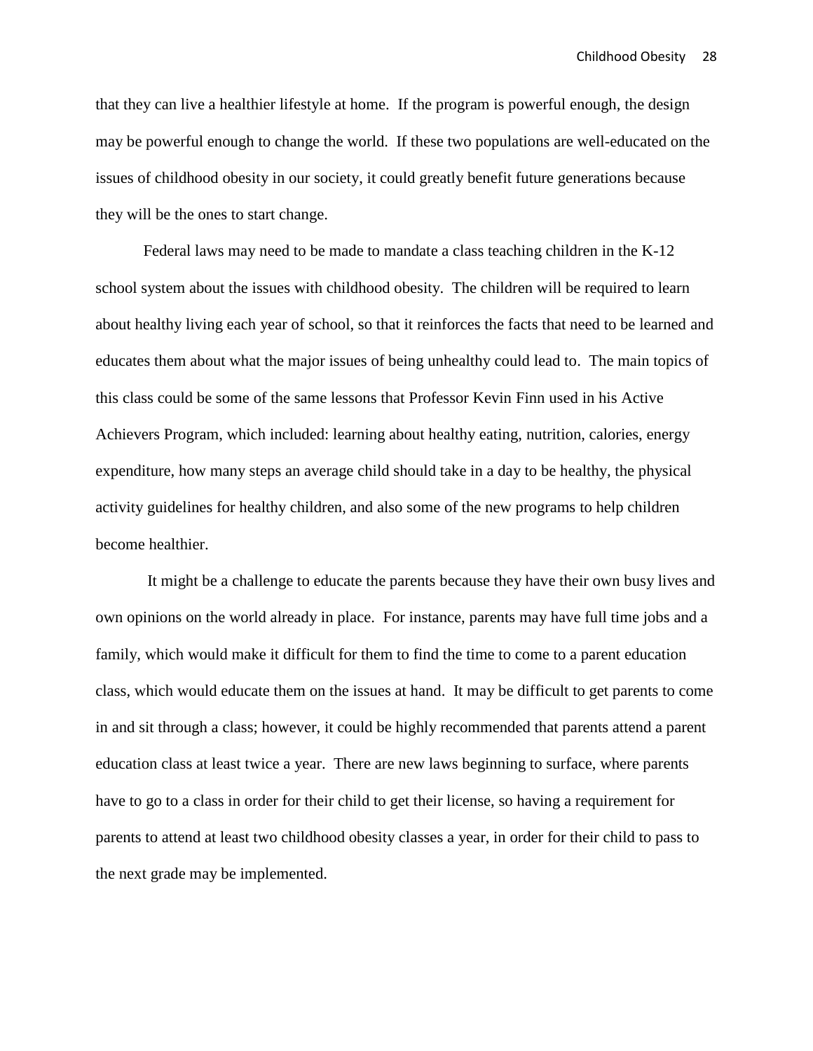that they can live a healthier lifestyle at home. If the program is powerful enough, the design may be powerful enough to change the world. If these two populations are well-educated on the issues of childhood obesity in our society, it could greatly benefit future generations because they will be the ones to start change.

Federal laws may need to be made to mandate a class teaching children in the K-12 school system about the issues with childhood obesity. The children will be required to learn about healthy living each year of school, so that it reinforces the facts that need to be learned and educates them about what the major issues of being unhealthy could lead to. The main topics of this class could be some of the same lessons that Professor Kevin Finn used in his Active Achievers Program, which included: learning about healthy eating, nutrition, calories, energy expenditure, how many steps an average child should take in a day to be healthy, the physical activity guidelines for healthy children, and also some of the new programs to help children become healthier.

It might be a challenge to educate the parents because they have their own busy lives and own opinions on the world already in place. For instance, parents may have full time jobs and a family, which would make it difficult for them to find the time to come to a parent education class, which would educate them on the issues at hand. It may be difficult to get parents to come in and sit through a class; however, it could be highly recommended that parents attend a parent education class at least twice a year. There are new laws beginning to surface, where parents have to go to a class in order for their child to get their license, so having a requirement for parents to attend at least two childhood obesity classes a year, in order for their child to pass to the next grade may be implemented.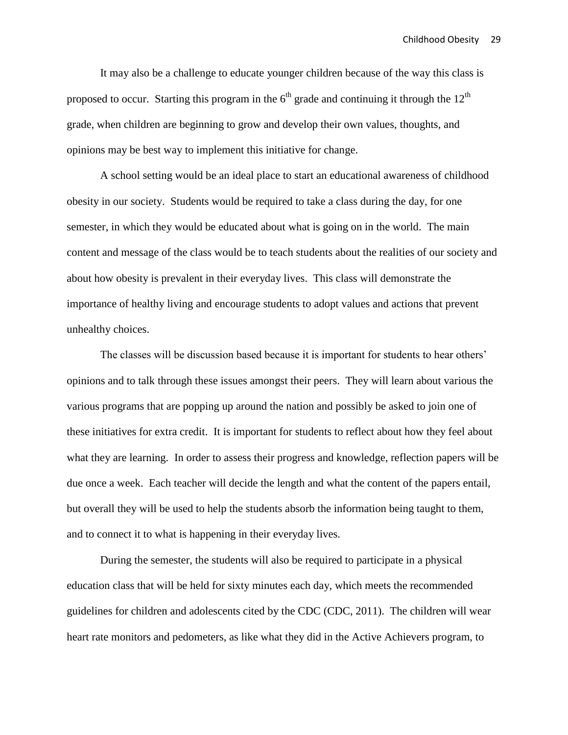It may also be a challenge to educate younger children because of the way this class is proposed to occur. Starting this program in the 6th grade and continuing it through the 12th grade, when children are beginning to grow and develop their own values, thoughts, and opinions may be best way to implement this initiative for change.

A school setting would be an ideal place to start an educational awareness of childhood obesity in our society. Students would be required to take a class during the day, for one semester, in which they would be educated about what is going on in the world. The main content and message of the class would be to teach students about the realities of our society and about how obesity is prevalent in their everyday lives. This class will demonstrate the importance of healthy living and encourage students to adopt values and actions that prevent unhealthy choices.

The classes will be discussion based because it is important for students to hear others' opinions and to talk through these issues amongst their peers. They will learn about various the various programs that are popping up around the nation and possibly be asked to join one of these initiatives for extra credit. It is important for students to reflect about how they feel about what they are learning. In order to assess their progress and knowledge, reflection papers will be due once a week. Each teacher will decide the length and what the content of the papers entail, but overall they will be used to help the students absorb the information being taught to them, and to connect it to what is happening in their everyday lives.

During the semester, the students will also be required to participate in a physical education class that will be held for sixty minutes each day, which meets the recommended guidelines for children and adolescents cited by the CDC (CDC, 2011). The children will wear heart rate monitors and pedometers, as like what they did in the Active Achievers program, to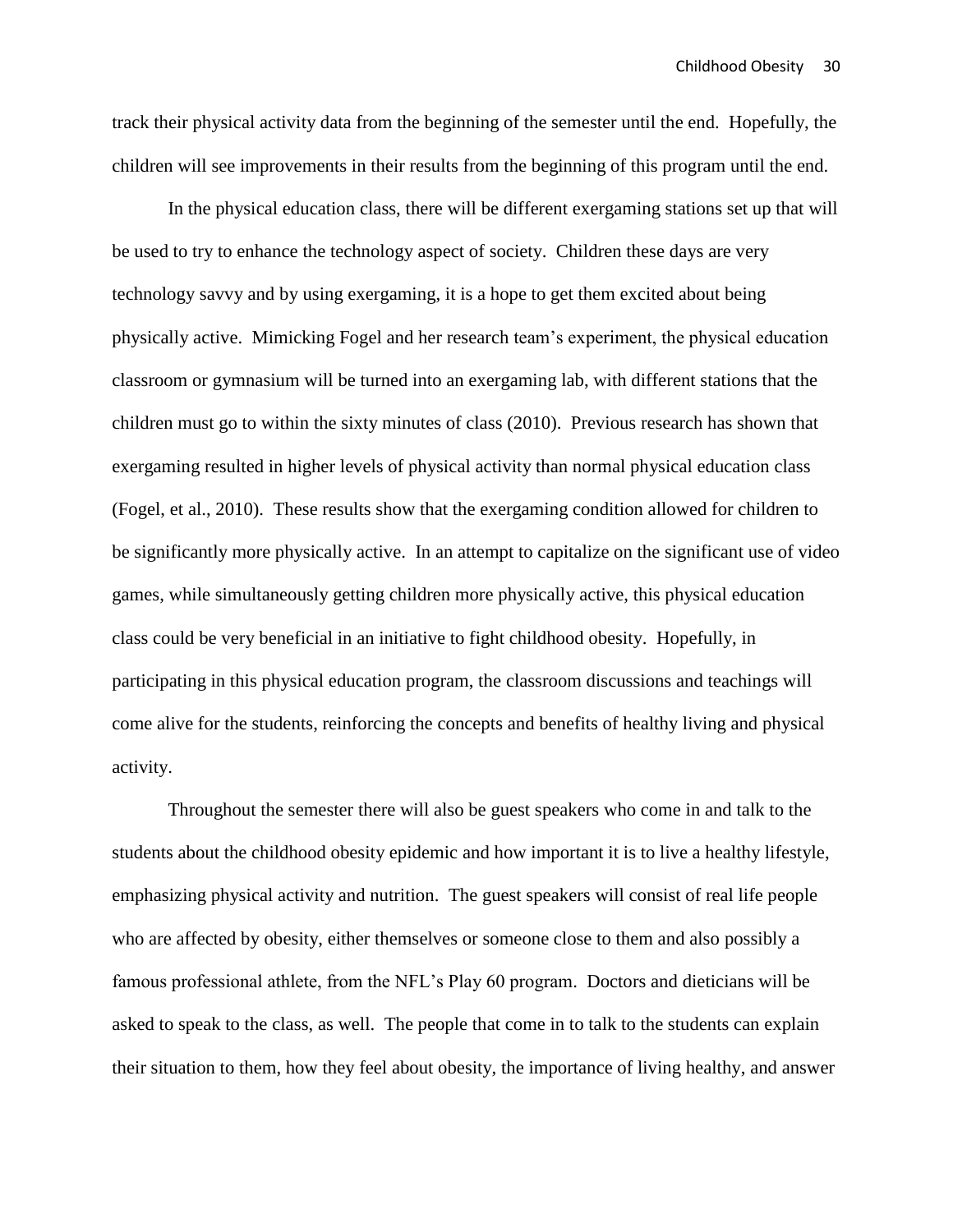track their physical activity data from the beginning of the semester until the end. Hopefully, the children will see improvements in their results from the beginning of this program until the end.

In the physical education class, there will be different exergaming stations set up that will be used to try to enhance the technology aspect of society. Children these days are very technology savvy and by using exergaming, it is a hope to get them excited about being physically active. Mimicking Fogel and her research team's experiment, the physical education classroom or gymnasium will be turned into an exergaming lab, with different stations that the children must go to within the sixty minutes of class (2010). Previous research has shown that exergaming resulted in higher levels of physical activity than normal physical education class (Fogel, et al., 2010). These results show that the exergaming condition allowed for children to be significantly more physically active. In an attempt to capitalize on the significant use of video games, while simultaneously getting children more physically active, this physical education class could be very beneficial in an initiative to fight childhood obesity. Hopefully, in participating in this physical education program, the classroom discussions and teachings will come alive for the students, reinforcing the concepts and benefits of healthy living and physical activity.

Throughout the semester there will also be guest speakers who come in and talk to the students about the childhood obesity epidemic and how important it is to live a healthy lifestyle, emphasizing physical activity and nutrition. The guest speakers will consist of real life people who are affected by obesity, either themselves or someone close to them and also possibly a famous professional athlete, from the NFL's Play 60 program. Doctors and dieticians will be asked to speak to the class, as well. The people that come in to talk to the students can explain their situation to them, how they feel about obesity, the importance of living healthy, and answer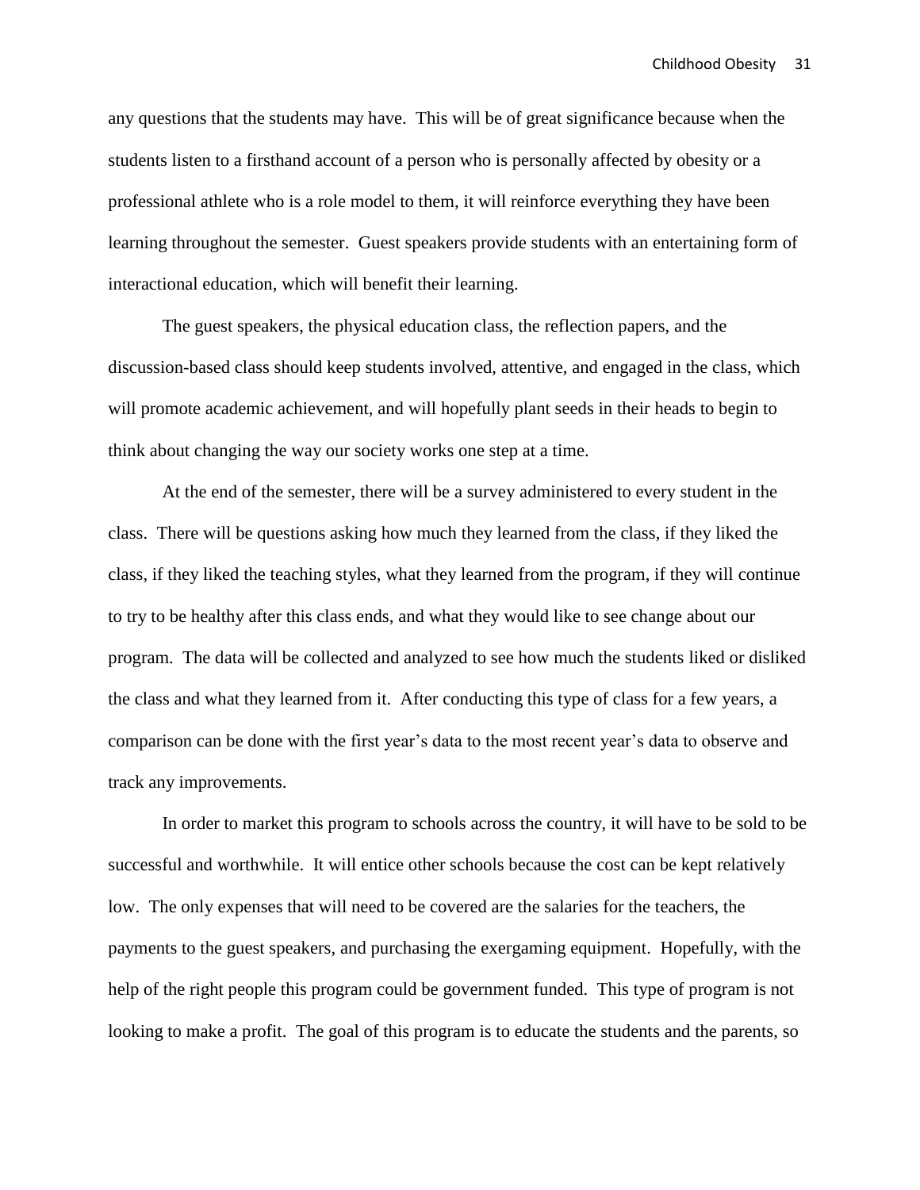any questions that the students may have. This will be of great significance because when the students listen to a firsthand account of a person who is personally affected by obesity or a professional athlete who is a role model to them, it will reinforce everything they have been learning throughout the semester. Guest speakers provide students with an entertaining form of interactional education, which will benefit their learning.

The guest speakers, the physical education class, the reflection papers, and the discussion-based class should keep students involved, attentive, and engaged in the class, which will promote academic achievement, and will hopefully plant seeds in their heads to begin to think about changing the way our society works one step at a time.

At the end of the semester, there will be a survey administered to every student in the class. There will be questions asking how much they learned from the class, if they liked the class, if they liked the teaching styles, what they learned from the program, if they will continue to try to be healthy after this class ends, and what they would like to see change about our program. The data will be collected and analyzed to see how much the students liked or disliked the class and what they learned from it. After conducting this type of class for a few years, a comparison can be done with the first year's data to the most recent year's data to observe and track any improvements.

In order to market this program to schools across the country, it will have to be sold to be successful and worthwhile. It will entice other schools because the cost can be kept relatively low. The only expenses that will need to be covered are the salaries for the teachers, the payments to the guest speakers, and purchasing the exergaming equipment. Hopefully, with the help of the right people this program could be government funded. This type of program is not looking to make a profit. The goal of this program is to educate the students and the parents, so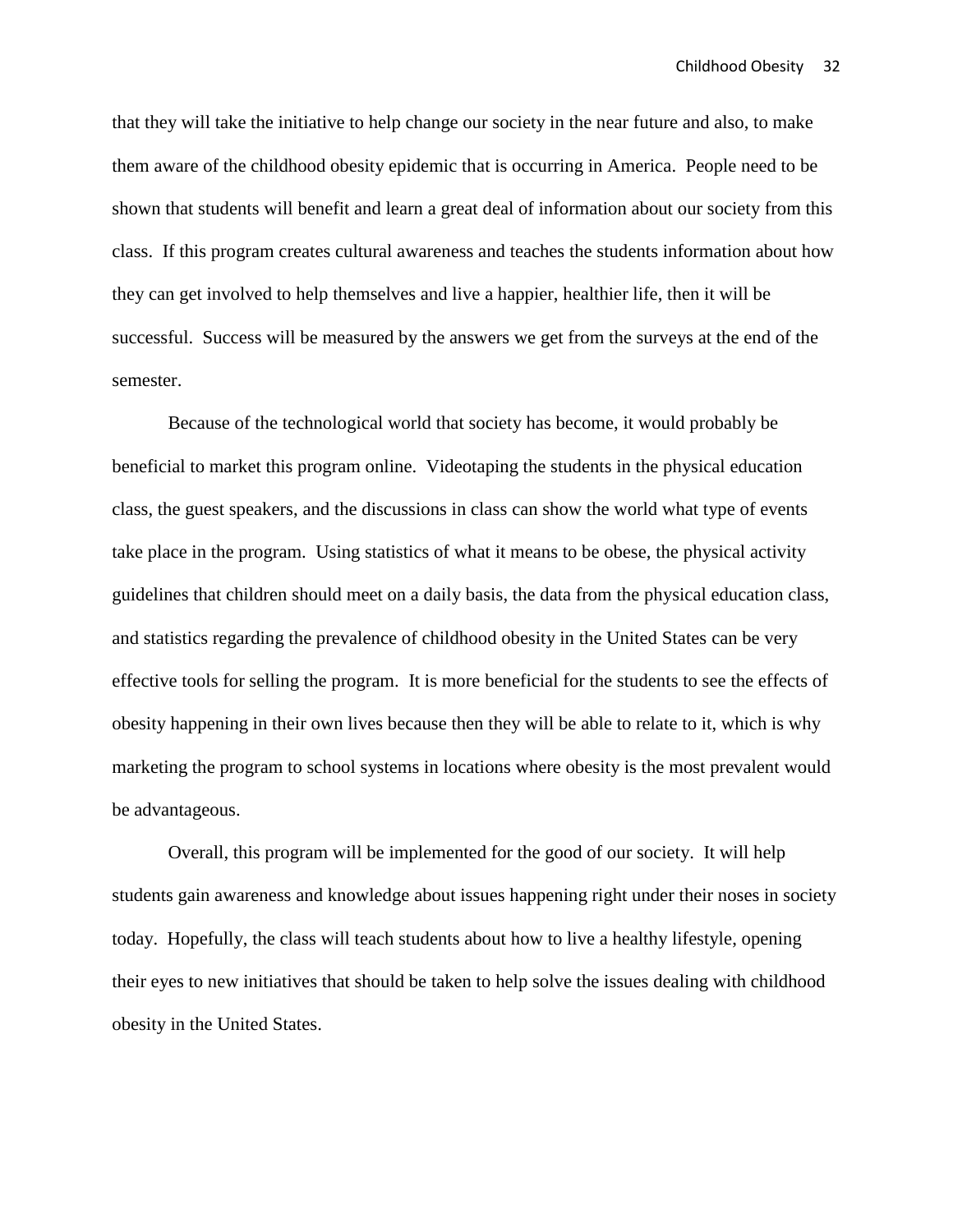that they will take the initiative to help change our society in the near future and also, to make them aware of the childhood obesity epidemic that is occurring in America. People need to be shown that students will benefit and learn a great deal of information about our society from this class. If this program creates cultural awareness and teaches the students information about how they can get involved to help themselves and live a happier, healthier life, then it will be successful. Success will be measured by the answers we get from the surveys at the end of the semester.

Because of the technological world that society has become, it would probably be beneficial to market this program online. Videotaping the students in the physical education class, the guest speakers, and the discussions in class can show the world what type of events take place in the program. Using statistics of what it means to be obese, the physical activity guidelines that children should meet on a daily basis, the data from the physical education class, and statistics regarding the prevalence of childhood obesity in the United States can be very effective tools for selling the program. It is more beneficial for the students to see the effects of obesity happening in their own lives because then they will be able to relate to it, which is why marketing the program to school systems in locations where obesity is the most prevalent would be advantageous.

Overall, this program will be implemented for the good of our society. It will help students gain awareness and knowledge about issues happening right under their noses in society today. Hopefully, the class will teach students about how to live a healthy lifestyle, opening their eyes to new initiatives that should be taken to help solve the issues dealing with childhood obesity in the United States.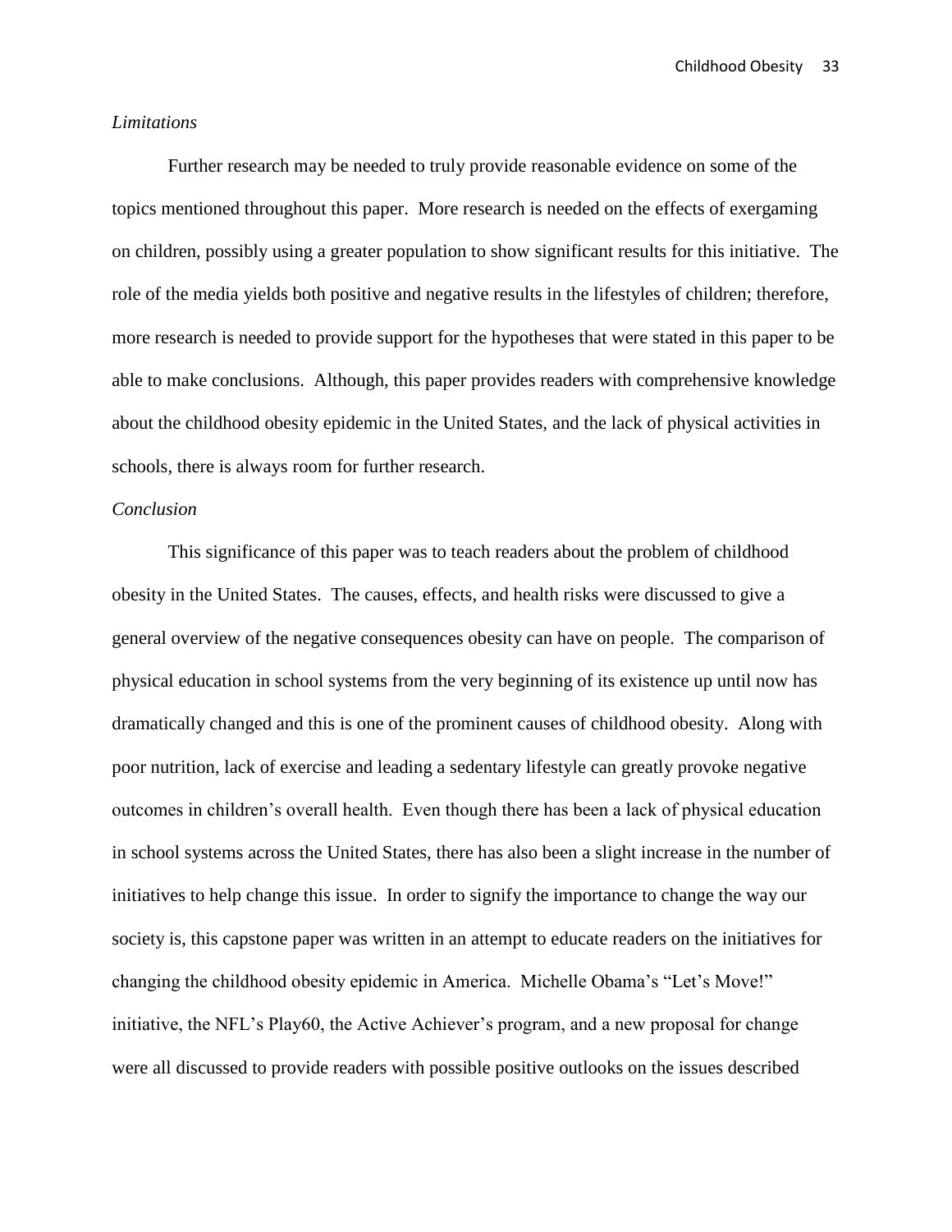*Limitations*

Further research may be needed to truly provide reasonable evidence on some of the topics mentioned throughout this paper. More research is needed on the effects of exergaming on children, possibly using a greater population to show significant results for this initiative. The role of the media yields both positive and negative results in the lifestyles of children; therefore, more research is needed to provide support for the hypotheses that were stated in this paper to be able to make conclusions. Although, this paper provides readers with comprehensive knowledge about the childhood obesity epidemic in the United States, and the lack of physical activities in schools, there is always room for further research.

*Conclusion*

This significance of this paper was to teach readers about the problem of childhood obesity in the United States. The causes, effects, and health risks were discussed to give a general overview of the negative consequences obesity can have on people. The comparison of physical education in school systems from the very beginning of its existence up until now has dramatically changed and this is one of the prominent causes of childhood obesity. Along with poor nutrition, lack of exercise and leading a sedentary lifestyle can greatly provoke negative outcomes in children's overall health. Even though there has been a lack of physical education in school systems across the United States, there has also been a slight increase in the number of initiatives to help change this issue. In order to signify the importance to change the way our society is, this capstone paper was written in an attempt to educate readers on the initiatives for changing the childhood obesity epidemic in America. Michelle Obama's "Let's Move!" initiative, the NFL's Play60, the Active Achiever's program, and a new proposal for change were all discussed to provide readers with possible positive outlooks on the issues described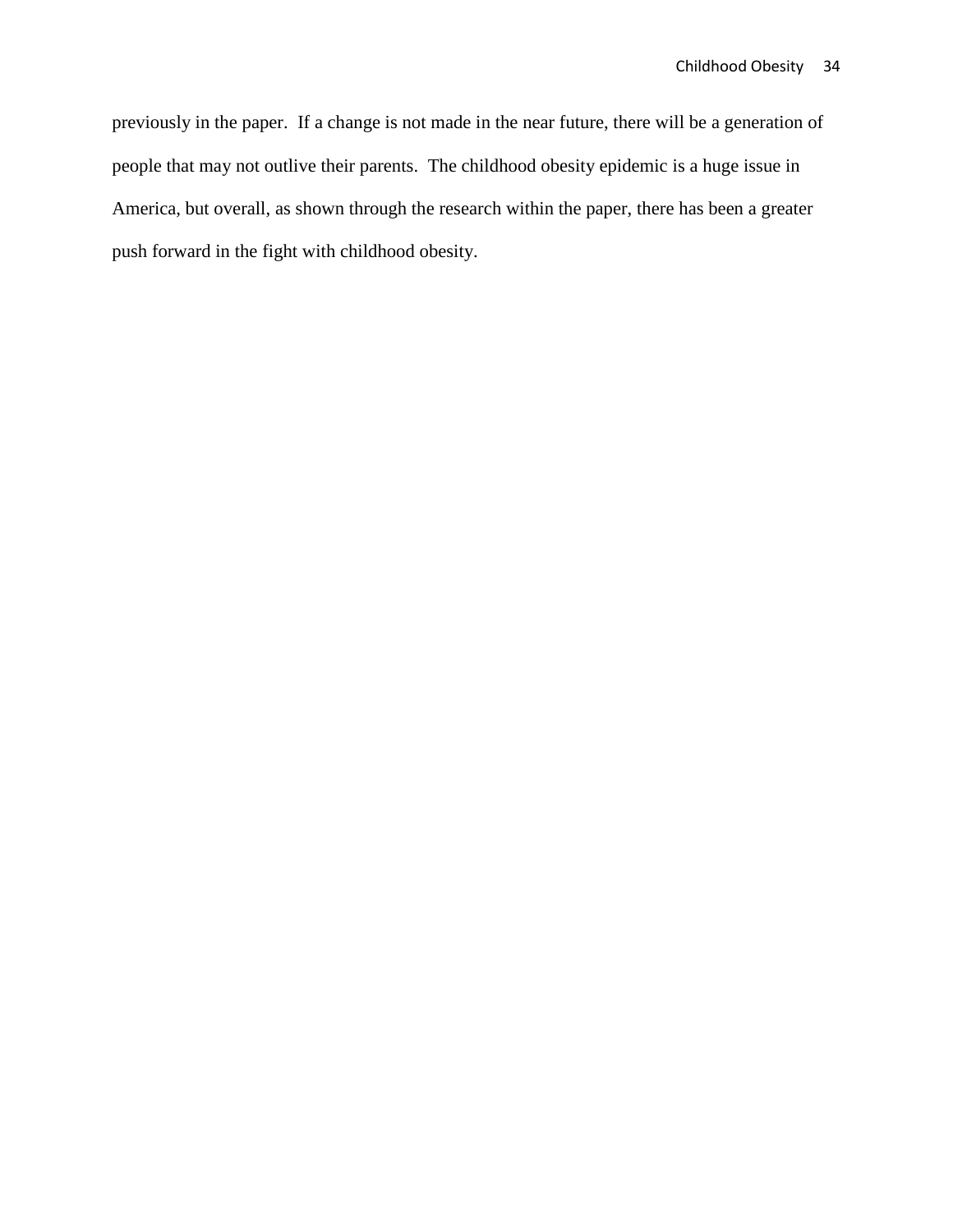previously in the paper.  If a change is not made in the near future, there will be a generation of people that may not outlive their parents.  The childhood obesity epidemic is a huge issue in America, but overall, as shown through the research within the paper, there has been a greater push forward in the fight with childhood obesity.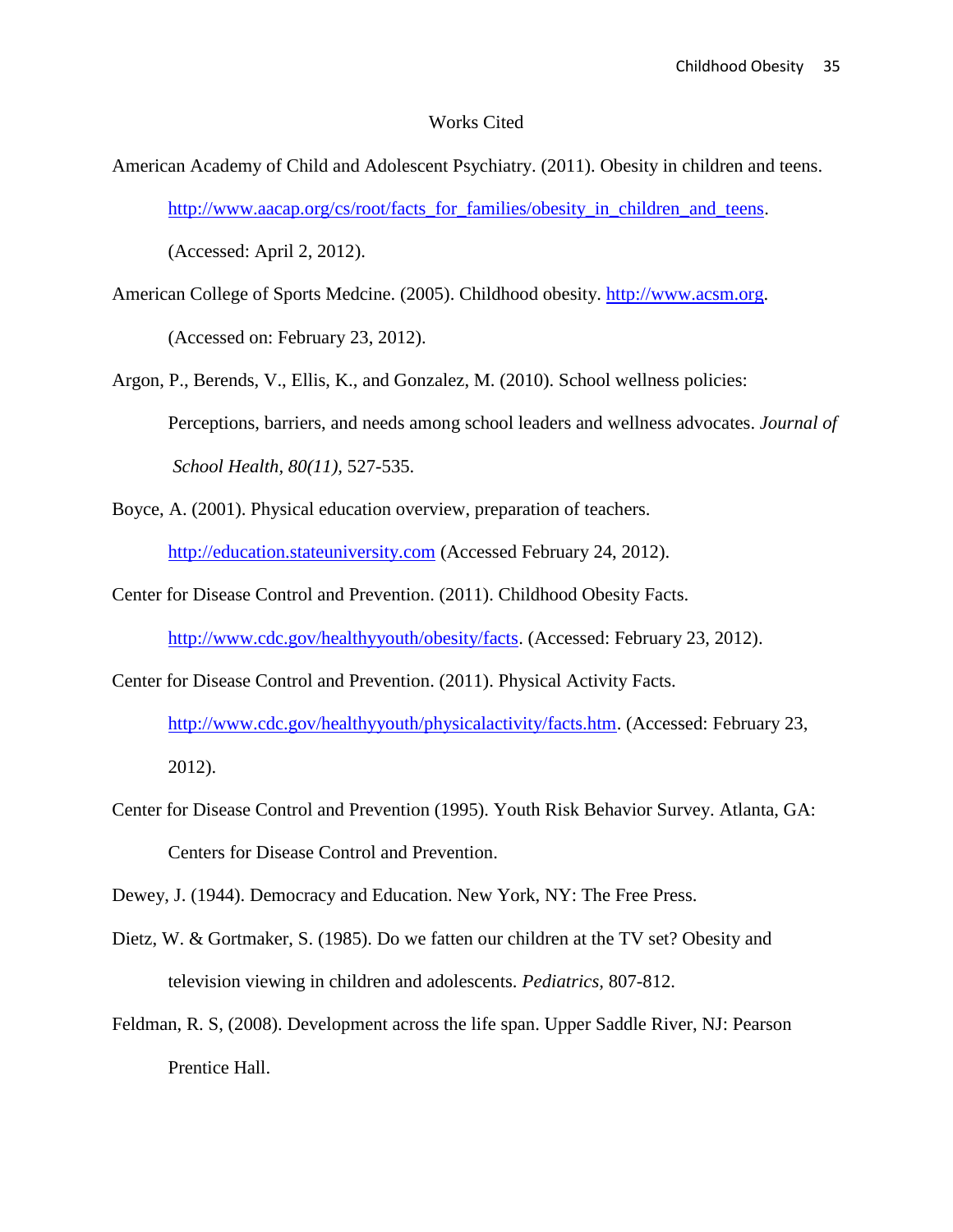# Works Cited

American Academy of Child and Adolescent Psychiatry. (2011). Obesity in children and teens. http://www.aacap.org/cs/root/facts_for_families/obesity_in_children_and_teens. (Accessed: April 2, 2012).

American College of Sports Medcine. (2005). Childhood obesity. http://www.acsm.org. (Accessed on: February 23, 2012).

Argon, P., Berends, V., Ellis, K., and Gonzalez, M. (2010). School wellness policies: Perceptions, barriers, and needs among school leaders and wellness advocates. *Journal of School Health, 80(11),* 527-535.

Boyce, A. (2001). Physical education overview, preparation of teachers. http://education.stateuniversity.com (Accessed February 24, 2012).

Center for Disease Control and Prevention. (2011). Childhood Obesity Facts. http://www.cdc.gov/healthyyouth/obesity/facts. (Accessed: February 23, 2012).

Center for Disease Control and Prevention. (2011). Physical Activity Facts. http://www.cdc.gov/healthyyouth/physicalactivity/facts.htm. (Accessed: February 23, 2012).

Center for Disease Control and Prevention (1995). Youth Risk Behavior Survey. Atlanta, GA: Centers for Disease Control and Prevention.

Dewey, J. (1944). Democracy and Education. New York, NY: The Free Press.

Dietz, W. & Gortmaker, S. (1985). Do we fatten our children at the TV set? Obesity and television viewing in children and adolescents. *Pediatrics*, 807-812.

Feldman, R. S, (2008). Development across the life span. Upper Saddle River, NJ: Pearson Prentice Hall.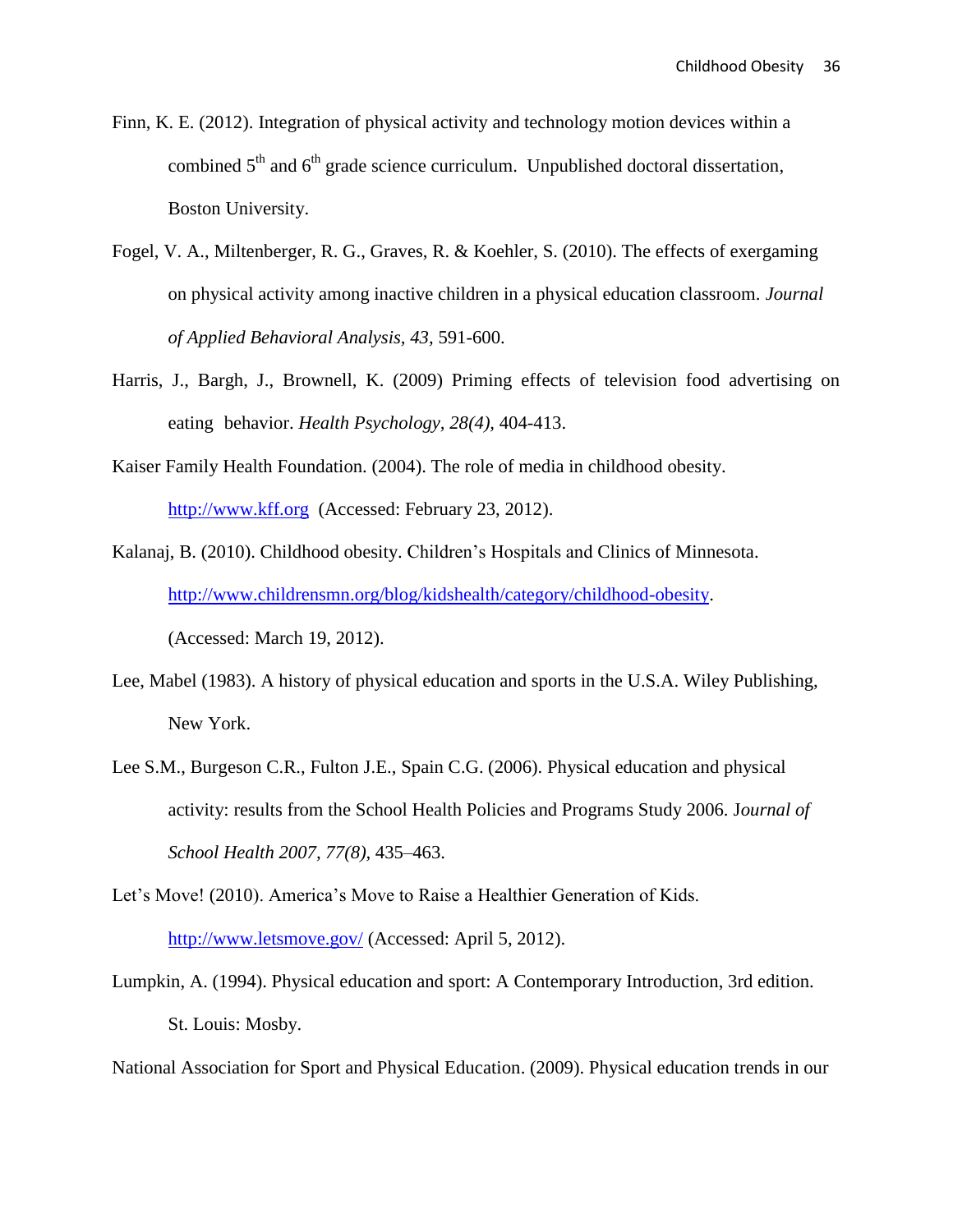Finn, K. E. (2012). Integration of physical activity and technology motion devices within a combined 5th and 6th grade science curriculum. Unpublished doctoral dissertation, Boston University.

Fogel, V. A., Miltenberger, R. G., Graves, R. & Koehler, S. (2010). The effects of exergaming on physical activity among inactive children in a physical education classroom. *Journal of Applied Behavioral Analysis, 43,* 591-600.

Harris, J., Bargh, J., Brownell, K. (2009) Priming effects of television food advertising on eating behavior. *Health Psychology, 28(4),* 404-413.

Kaiser Family Health Foundation. (2004). The role of media in childhood obesity. http://www.kff.org (Accessed: February 23, 2012).

Kalanaj, B. (2010). Childhood obesity. Children's Hospitals and Clinics of Minnesota. http://www.childrensmn.org/blog/kidshealth/category/childhood-obesity. (Accessed: March 19, 2012).

Lee, Mabel (1983). A history of physical education and sports in the U.S.A. Wiley Publishing, New York.

Lee S.M., Burgeson C.R., Fulton J.E., Spain C.G. (2006). Physical education and physical activity: results from the School Health Policies and Programs Study 2006. J*ournal of School Health 2007, 77(8),* 435–463.

Let's Move! (2010). America's Move to Raise a Healthier Generation of Kids. http://www.letsmove.gov/ (Accessed: April 5, 2012).

Lumpkin, A. (1994). Physical education and sport: A Contemporary Introduction, 3rd edition. St. Louis: Mosby.

National Association for Sport and Physical Education. (2009). Physical education trends in our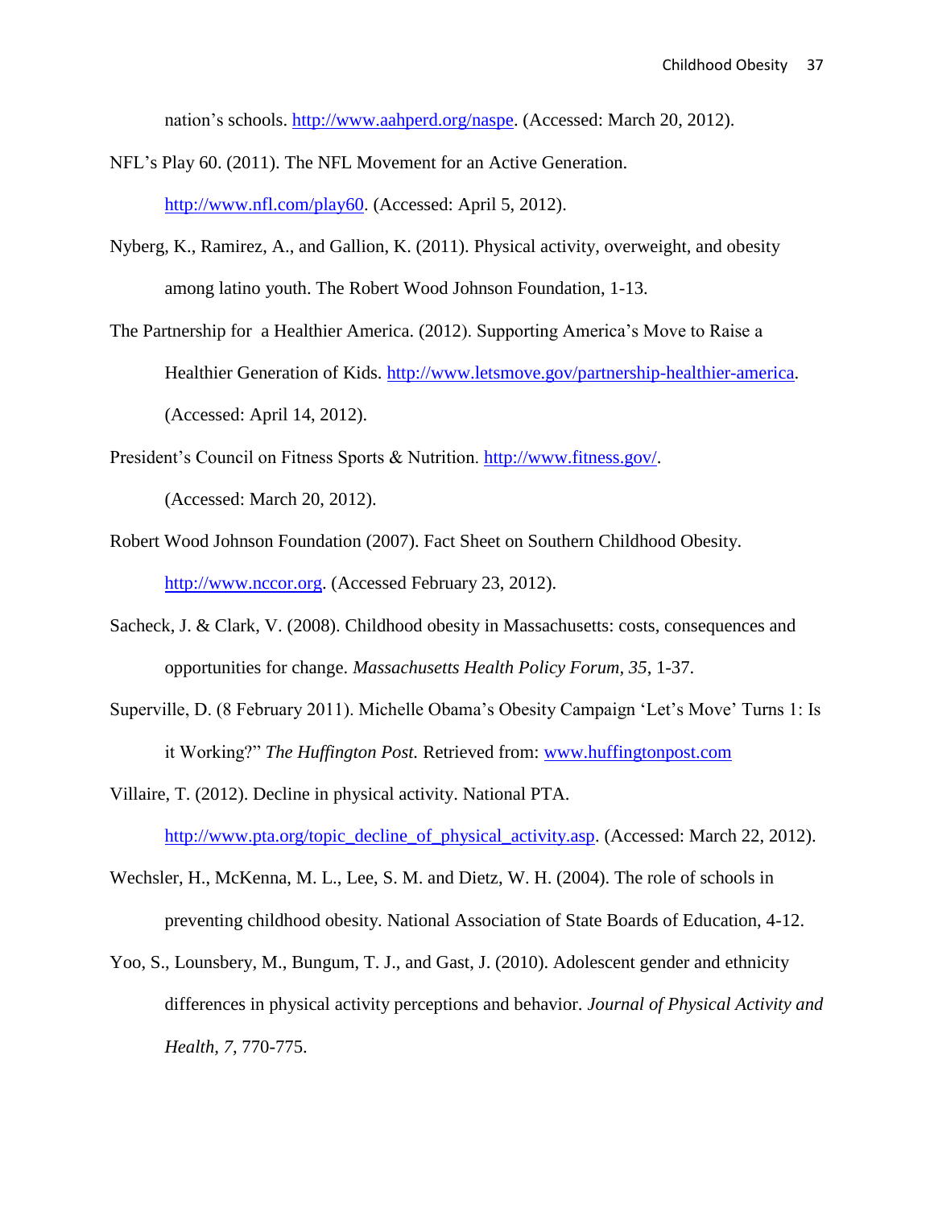nation's schools. http://www.aahperd.org/naspe. (Accessed: March 20, 2012).

NFL's Play 60. (2011). The NFL Movement for an Active Generation. http://www.nfl.com/play60. (Accessed: April 5, 2012).

Nyberg, K., Ramirez, A., and Gallion, K. (2011). Physical activity, overweight, and obesity among latino youth. The Robert Wood Johnson Foundation, 1-13.

The Partnership for a Healthier America. (2012). Supporting America's Move to Raise a Healthier Generation of Kids. http://www.letsmove.gov/partnership-healthier-america. (Accessed: April 14, 2012).

President's Council on Fitness Sports & Nutrition. http://www.fitness.gov/. (Accessed: March 20, 2012).

Robert Wood Johnson Foundation (2007). Fact Sheet on Southern Childhood Obesity. http://www.nccor.org. (Accessed February 23, 2012).

Sacheck, J. & Clark, V. (2008). Childhood obesity in Massachusetts: costs, consequences and opportunities for change. *Massachusetts Health Policy Forum, 35*, 1-37.

Superville, D. (8 February 2011). Michelle Obama's Obesity Campaign 'Let's Move' Turns 1: Is it Working?" *The Huffington Post.* Retrieved from: www.huffingtonpost.com

Villaire, T. (2012). Decline in physical activity. National PTA. http://www.pta.org/topic_decline_of_physical_activity.asp. (Accessed: March 22, 2012).

Wechsler, H., McKenna, M. L., Lee, S. M. and Dietz, W. H. (2004). The role of schools in preventing childhood obesity. National Association of State Boards of Education, 4-12.

Yoo, S., Lounsbery, M., Bungum, T. J., and Gast, J. (2010). Adolescent gender and ethnicity differences in physical activity perceptions and behavior. *Journal of Physical Activity and Health, 7*, 770-775.